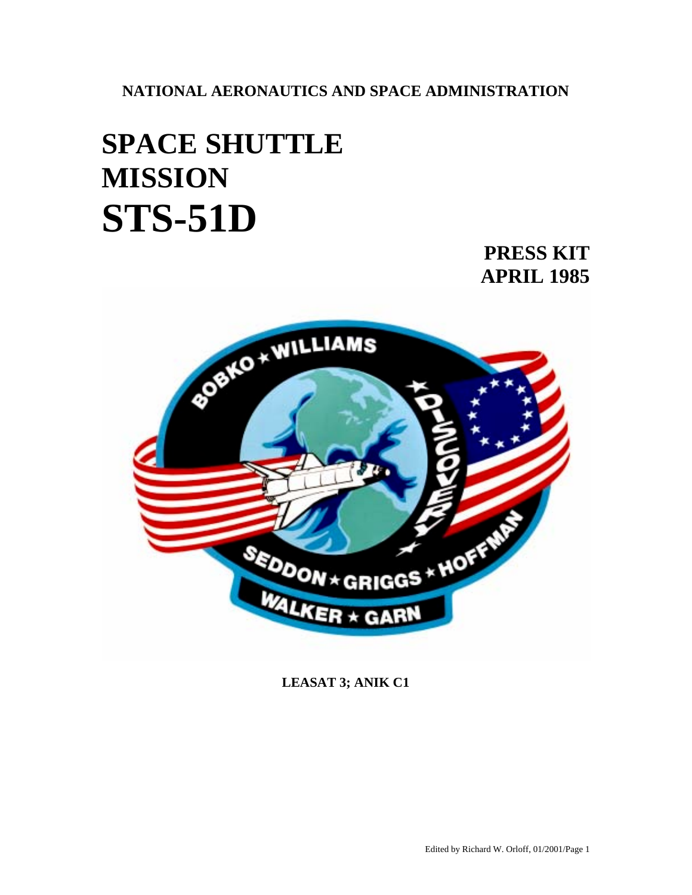**NATIONAL AERONAUTICS AND SPACE ADMINISTRATION**

# SPACE SHUTTLE MISSION STS-51D

**PRESS KIT**
**APRIL 1985**

**LEASAT 3; ANIK C1**

Edited by Richard W. Orloff, 01/2001/Page 1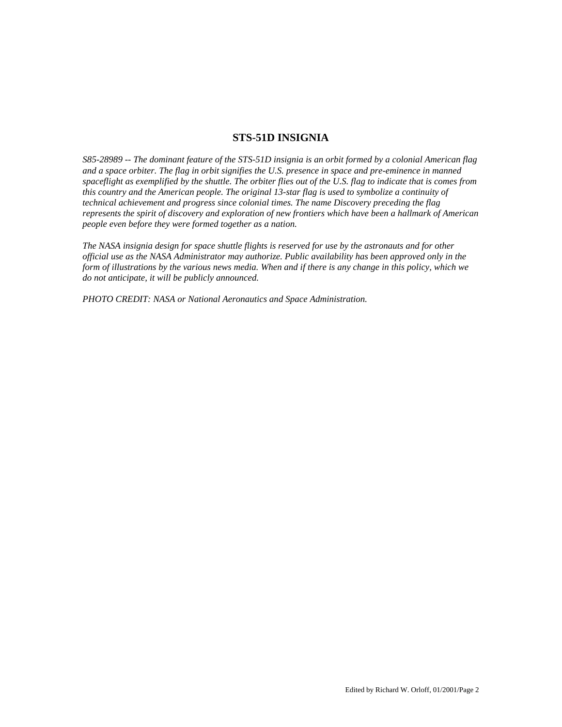## STS-51D INSIGNIA

*S85-28989 -- The dominant feature of the STS-51D insignia is an orbit formed by a colonial American flag and a space orbiter. The flag in orbit signifies the U.S. presence in space and pre-eminence in manned spaceflight as exemplified by the shuttle. The orbiter flies out of the U.S. flag to indicate that is comes from this country and the American people. The original 13-star flag is used to symbolize a continuity of technical achievement and progress since colonial times. The name Discovery preceding the flag represents the spirit of discovery and exploration of new frontiers which have been a hallmark of American people even before they were formed together as a nation.*

*The NASA insignia design for space shuttle flights is reserved for use by the astronauts and for other official use as the NASA Administrator may authorize. Public availability has been approved only in the form of illustrations by the various news media. When and if there is any change in this policy, which we do not anticipate, it will be publicly announced.*

*PHOTO CREDIT: NASA or National Aeronautics and Space Administration.*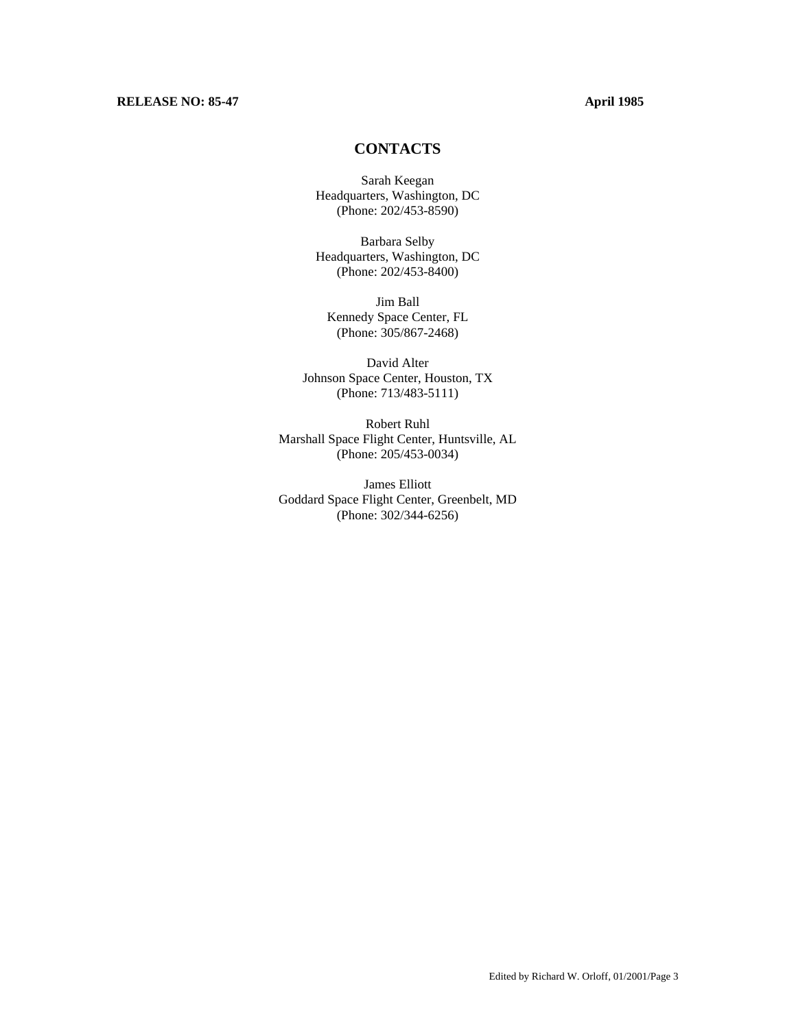**RELEASE NO: 85-47** **April 1985**

## CONTACTS

Sarah Keegan
Headquarters, Washington, DC
(Phone: 202/453-8590)

Barbara Selby
Headquarters, Washington, DC
(Phone: 202/453-8400)

Jim Ball
Kennedy Space Center, FL
(Phone: 305/867-2468)

David Alter
Johnson Space Center, Houston, TX
(Phone: 713/483-5111)

Robert Ruhl
Marshall Space Flight Center, Huntsville, AL
(Phone: 205/453-0034)

James Elliott
Goddard Space Flight Center, Greenbelt, MD
(Phone: 302/344-6256)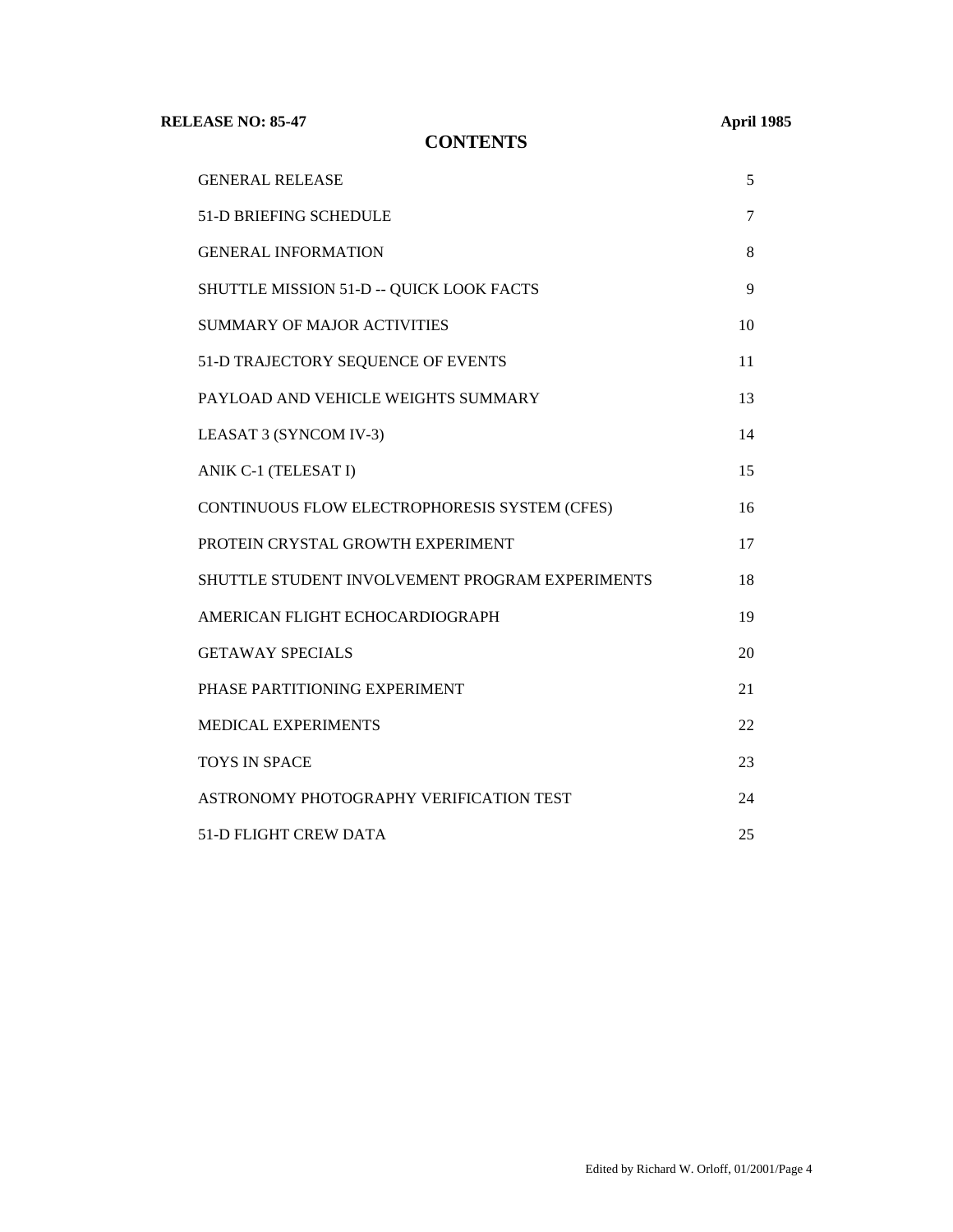**RELEASE NO: 85-47** **April 1985**

# CONTENTS

| | |
|---|---|
| GENERAL RELEASE | 5 |
| 51-D BRIEFING SCHEDULE | 7 |
| GENERAL INFORMATION | 8 |
| SHUTTLE MISSION 51-D -- QUICK LOOK FACTS | 9 |
| SUMMARY OF MAJOR ACTIVITIES | 10 |
| 51-D TRAJECTORY SEQUENCE OF EVENTS | 11 |
| PAYLOAD AND VEHICLE WEIGHTS SUMMARY | 13 |
| LEASAT 3 (SYNCOM IV-3) | 14 |
| ANIK C-1 (TELESAT I) | 15 |
| CONTINUOUS FLOW ELECTROPHORESIS SYSTEM (CFES) | 16 |
| PROTEIN CRYSTAL GROWTH EXPERIMENT | 17 |
| SHUTTLE STUDENT INVOLVEMENT PROGRAM EXPERIMENTS | 18 |
| AMERICAN FLIGHT ECHOCARDIOGRAPH | 19 |
| GETAWAY SPECIALS | 20 |
| PHASE PARTITIONING EXPERIMENT | 21 |
| MEDICAL EXPERIMENTS | 22 |
| TOYS IN SPACE | 23 |
| ASTRONOMY PHOTOGRAPHY VERIFICATION TEST | 24 |
| 51-D FLIGHT CREW DATA | 25 |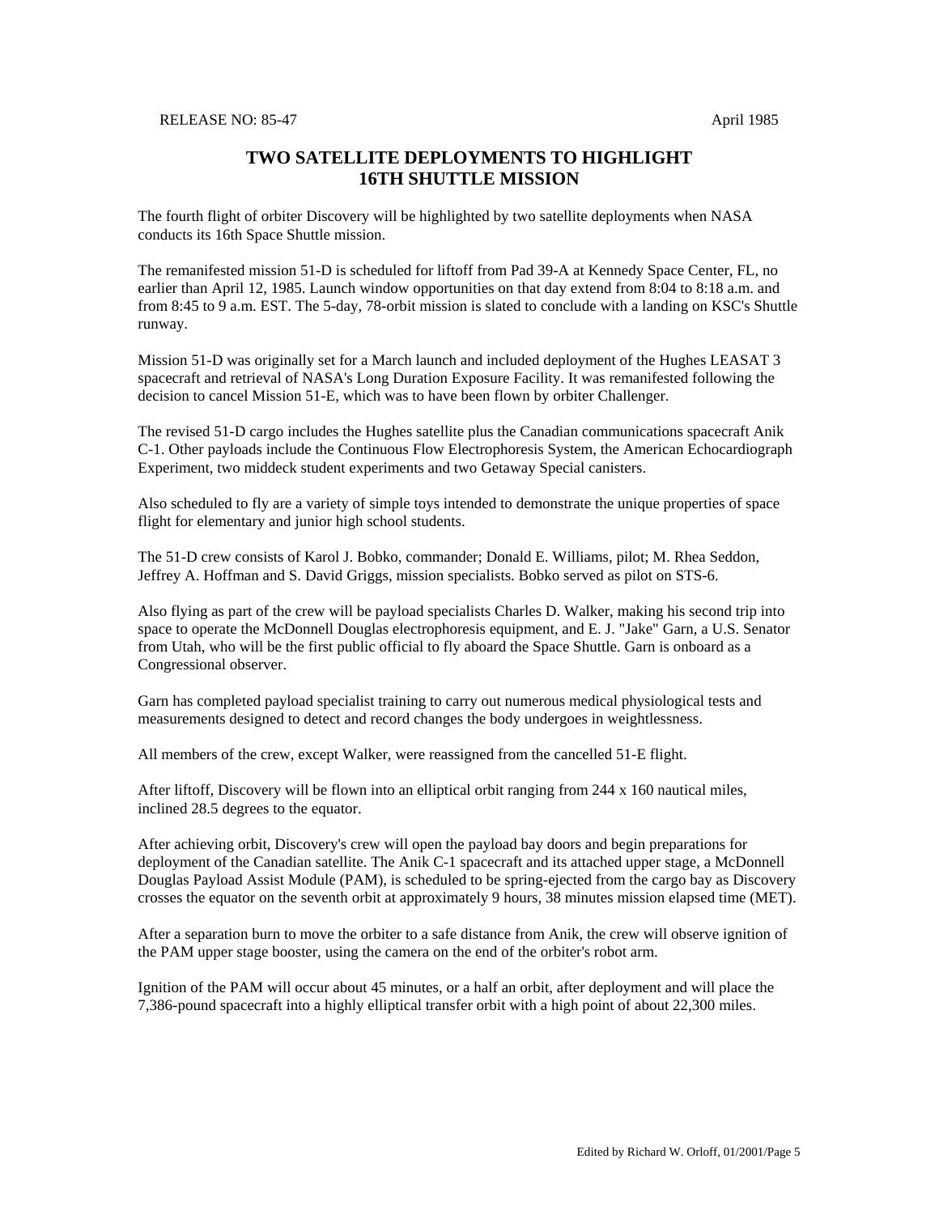RELEASE NO: 85-47 April 1985

# TWO SATELLITE DEPLOYMENTS TO HIGHLIGHT 16TH SHUTTLE MISSION

The fourth flight of orbiter Discovery will be highlighted by two satellite deployments when NASA conducts its 16th Space Shuttle mission.

The remanifested mission 51-D is scheduled for liftoff from Pad 39-A at Kennedy Space Center, FL, no earlier than April 12, 1985. Launch window opportunities on that day extend from 8:04 to 8:18 a.m. and from 8:45 to 9 a.m. EST. The 5-day, 78-orbit mission is slated to conclude with a landing on KSC's Shuttle runway.

Mission 51-D was originally set for a March launch and included deployment of the Hughes LEASAT 3 spacecraft and retrieval of NASA's Long Duration Exposure Facility. It was remanifested following the decision to cancel Mission 51-E, which was to have been flown by orbiter Challenger.

The revised 51-D cargo includes the Hughes satellite plus the Canadian communications spacecraft Anik C-1. Other payloads include the Continuous Flow Electrophoresis System, the American Echocardiograph Experiment, two middeck student experiments and two Getaway Special canisters.

Also scheduled to fly are a variety of simple toys intended to demonstrate the unique properties of space flight for elementary and junior high school students.

The 51-D crew consists of Karol J. Bobko, commander; Donald E. Williams, pilot; M. Rhea Seddon, Jeffrey A. Hoffman and S. David Griggs, mission specialists. Bobko served as pilot on STS-6.

Also flying as part of the crew will be payload specialists Charles D. Walker, making his second trip into space to operate the McDonnell Douglas electrophoresis equipment, and E. J. "Jake" Garn, a U.S. Senator from Utah, who will be the first public official to fly aboard the Space Shuttle. Garn is onboard as a Congressional observer.

Garn has completed payload specialist training to carry out numerous medical physiological tests and measurements designed to detect and record changes the body undergoes in weightlessness.

All members of the crew, except Walker, were reassigned from the cancelled 51-E flight.

After liftoff, Discovery will be flown into an elliptical orbit ranging from 244 x 160 nautical miles, inclined 28.5 degrees to the equator.

After achieving orbit, Discovery's crew will open the payload bay doors and begin preparations for deployment of the Canadian satellite. The Anik C-1 spacecraft and its attached upper stage, a McDonnell Douglas Payload Assist Module (PAM), is scheduled to be spring-ejected from the cargo bay as Discovery crosses the equator on the seventh orbit at approximately 9 hours, 38 minutes mission elapsed time (MET).

After a separation burn to move the orbiter to a safe distance from Anik, the crew will observe ignition of the PAM upper stage booster, using the camera on the end of the orbiter's robot arm.

Ignition of the PAM will occur about 45 minutes, or a half an orbit, after deployment and will place the 7,386-pound spacecraft into a highly elliptical transfer orbit with a high point of about 22,300 miles.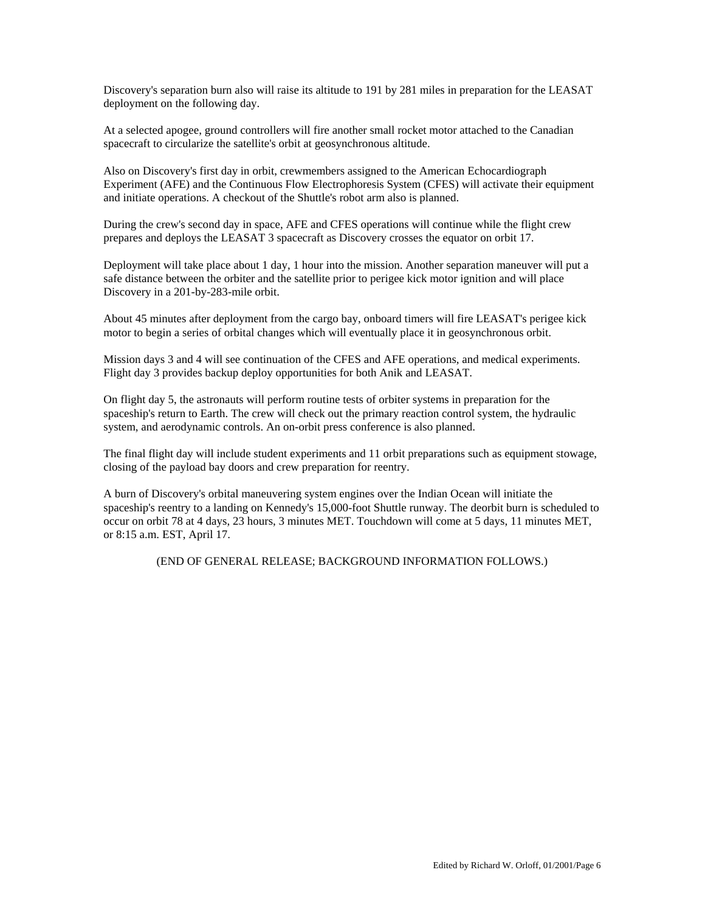Discovery's separation burn also will raise its altitude to 191 by 281 miles in preparation for the LEASAT deployment on the following day.

At a selected apogee, ground controllers will fire another small rocket motor attached to the Canadian spacecraft to circularize the satellite's orbit at geosynchronous altitude.

Also on Discovery's first day in orbit, crewmembers assigned to the American Echocardiograph Experiment (AFE) and the Continuous Flow Electrophoresis System (CFES) will activate their equipment and initiate operations. A checkout of the Shuttle's robot arm also is planned.

During the crew's second day in space, AFE and CFES operations will continue while the flight crew prepares and deploys the LEASAT 3 spacecraft as Discovery crosses the equator on orbit 17.

Deployment will take place about 1 day, 1 hour into the mission. Another separation maneuver will put a safe distance between the orbiter and the satellite prior to perigee kick motor ignition and will place Discovery in a 201-by-283-mile orbit.

About 45 minutes after deployment from the cargo bay, onboard timers will fire LEASAT's perigee kick motor to begin a series of orbital changes which will eventually place it in geosynchronous orbit.

Mission days 3 and 4 will see continuation of the CFES and AFE operations, and medical experiments. Flight day 3 provides backup deploy opportunities for both Anik and LEASAT.

On flight day 5, the astronauts will perform routine tests of orbiter systems in preparation for the spaceship's return to Earth. The crew will check out the primary reaction control system, the hydraulic system, and aerodynamic controls. An on-orbit press conference is also planned.

The final flight day will include student experiments and 11 orbit preparations such as equipment stowage, closing of the payload bay doors and crew preparation for reentry.

A burn of Discovery's orbital maneuvering system engines over the Indian Ocean will initiate the spaceship's reentry to a landing on Kennedy's 15,000-foot Shuttle runway. The deorbit burn is scheduled to occur on orbit 78 at 4 days, 23 hours, 3 minutes MET. Touchdown will come at 5 days, 11 minutes MET, or 8:15 a.m. EST, April 17.

(END OF GENERAL RELEASE; BACKGROUND INFORMATION FOLLOWS.)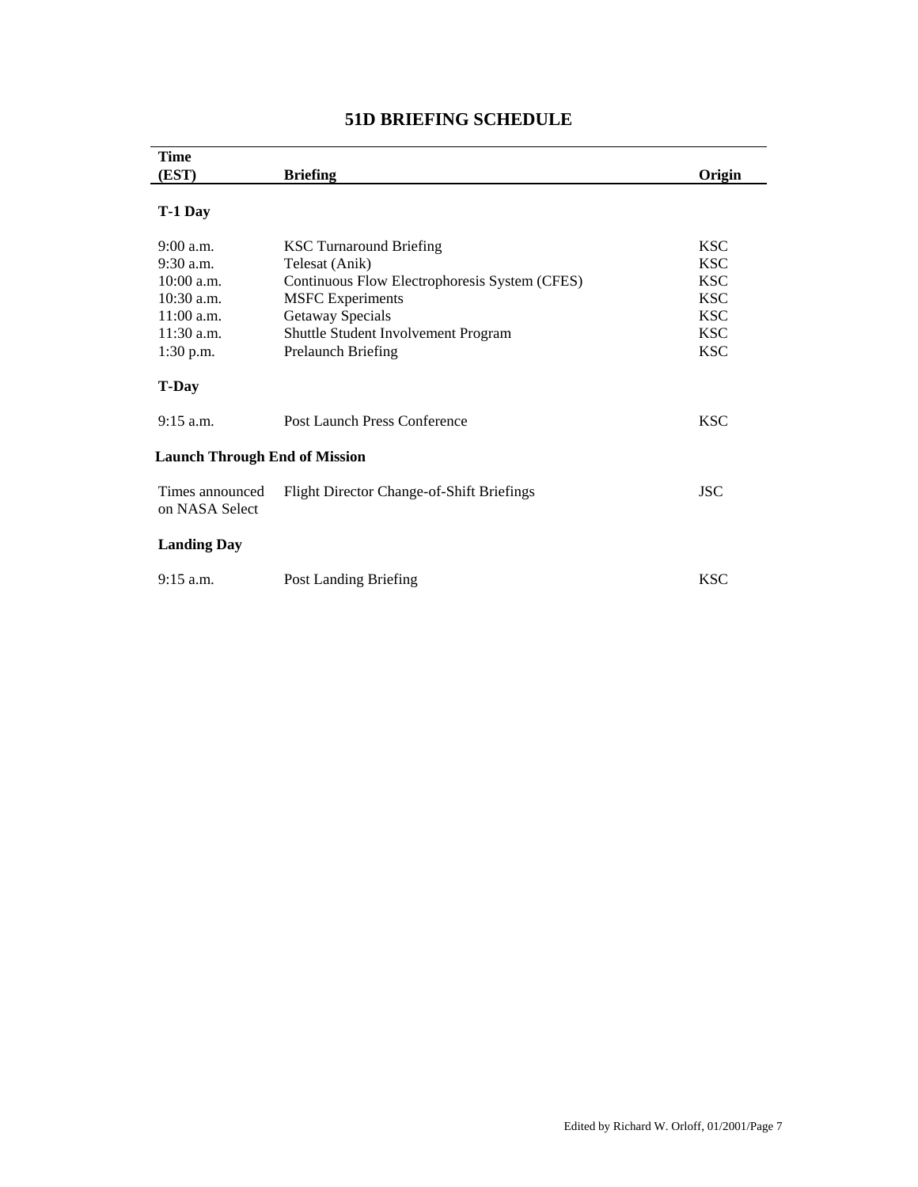# 51D BRIEFING SCHEDULE

| Time (EST) | Briefing | Origin |
|---|---|---|
| **T-1 Day** | | |
| 9:00 a.m. | KSC Turnaround Briefing | KSC |
| 9:30 a.m. | Telesat (Anik) | KSC |
| 10:00 a.m. | Continuous Flow Electrophoresis System (CFES) | KSC |
| 10:30 a.m. | MSFC Experiments | KSC |
| 11:00 a.m. | Getaway Specials | KSC |
| 11:30 a.m. | Shuttle Student Involvement Program | KSC |
| 1:30 p.m. | Prelaunch Briefing | KSC |
| **T-Day** | | |
| 9:15 a.m. | Post Launch Press Conference | KSC |
| **Launch Through End of Mission** | | |
| Times announced on NASA Select | Flight Director Change-of-Shift Briefings | JSC |
| **Landing Day** | | |
| 9:15 a.m. | Post Landing Briefing | KSC |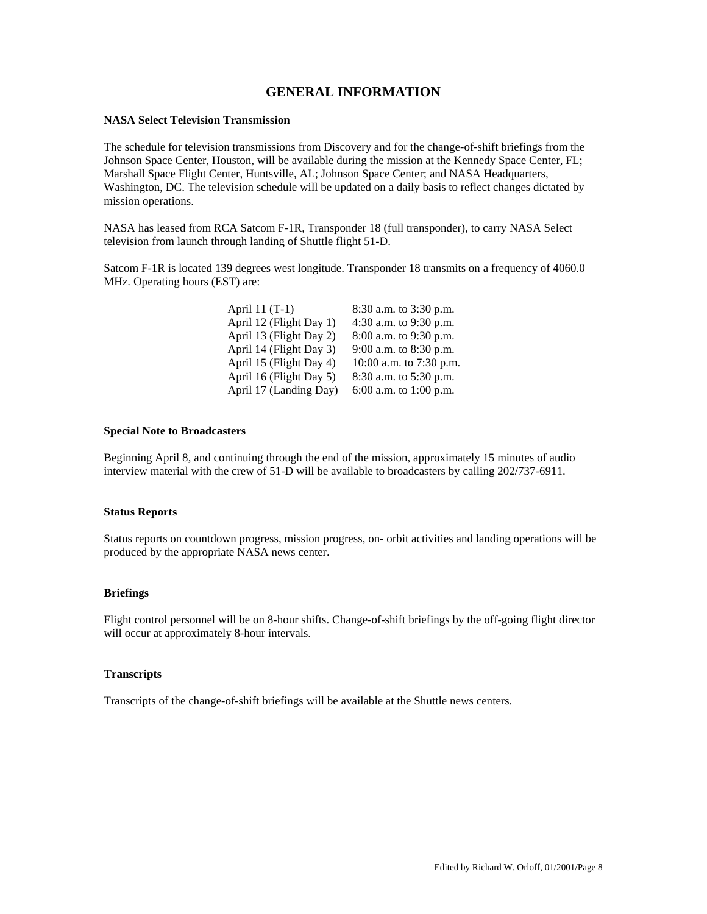# GENERAL INFORMATION

**NASA Select Television Transmission**

The schedule for television transmissions from Discovery and for the change-of-shift briefings from the Johnson Space Center, Houston, will be available during the mission at the Kennedy Space Center, FL; Marshall Space Flight Center, Huntsville, AL; Johnson Space Center; and NASA Headquarters, Washington, DC. The television schedule will be updated on a daily basis to reflect changes dictated by mission operations.

NASA has leased from RCA Satcom F-1R, Transponder 18 (full transponder), to carry NASA Select television from launch through landing of Shuttle flight 51-D.

Satcom F-1R is located 139 degrees west longitude. Transponder 18 transmits on a frequency of 4060.0 MHz. Operating hours (EST) are:

| | |
|---|---|
| April 11 (T-1) | 8:30 a.m. to 3:30 p.m. |
| April 12 (Flight Day 1) | 4:30 a.m. to 9:30 p.m. |
| April 13 (Flight Day 2) | 8:00 a.m. to 9:30 p.m. |
| April 14 (Flight Day 3) | 9:00 a.m. to 8:30 p.m. |
| April 15 (Flight Day 4) | 10:00 a.m. to 7:30 p.m. |
| April 16 (Flight Day 5) | 8:30 a.m. to 5:30 p.m. |
| April 17 (Landing Day) | 6:00 a.m. to 1:00 p.m. |

**Special Note to Broadcasters**

Beginning April 8, and continuing through the end of the mission, approximately 15 minutes of audio interview material with the crew of 51-D will be available to broadcasters by calling 202/737-6911.

**Status Reports**

Status reports on countdown progress, mission progress, on- orbit activities and landing operations will be produced by the appropriate NASA news center.

**Briefings**

Flight control personnel will be on 8-hour shifts. Change-of-shift briefings by the off-going flight director will occur at approximately 8-hour intervals.

**Transcripts**

Transcripts of the change-of-shift briefings will be available at the Shuttle news centers.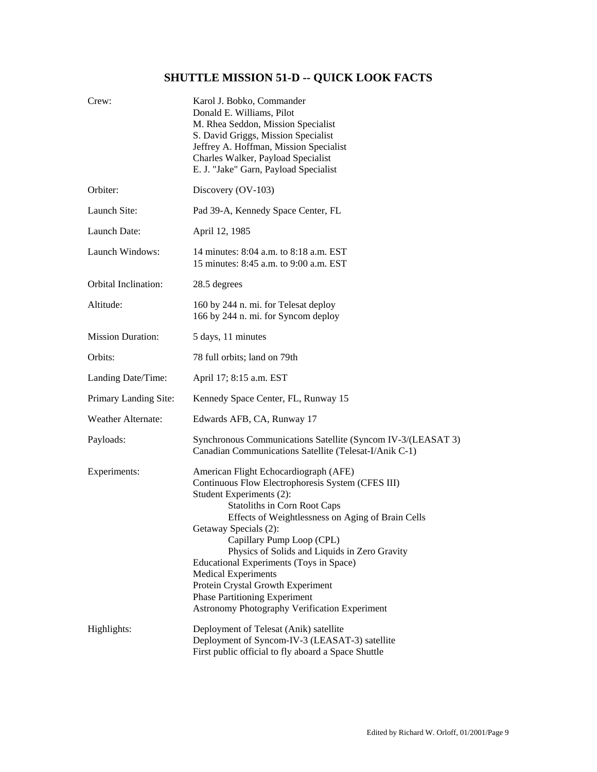# SHUTTLE MISSION 51-D -- QUICK LOOK FACTS

| | |
|---|---|
| Crew: | Karol J. Bobko, Commander<br>Donald E. Williams, Pilot<br>M. Rhea Seddon, Mission Specialist<br>S. David Griggs, Mission Specialist<br>Jeffrey A. Hoffman, Mission Specialist<br>Charles Walker, Payload Specialist<br>E. J. "Jake" Garn, Payload Specialist |
| Orbiter: | Discovery (OV-103) |
| Launch Site: | Pad 39-A, Kennedy Space Center, FL |
| Launch Date: | April 12, 1985 |
| Launch Windows: | 14 minutes: 8:04 a.m. to 8:18 a.m. EST<br>15 minutes: 8:45 a.m. to 9:00 a.m. EST |
| Orbital Inclination: | 28.5 degrees |
| Altitude: | 160 by 244 n. mi. for Telesat deploy<br>166 by 244 n. mi. for Syncom deploy |
| Mission Duration: | 5 days, 11 minutes |
| Orbits: | 78 full orbits; land on 79th |
| Landing Date/Time: | April 17; 8:15 a.m. EST |
| Primary Landing Site: | Kennedy Space Center, FL, Runway 15 |
| Weather Alternate: | Edwards AFB, CA, Runway 17 |
| Payloads: | Synchronous Communications Satellite (Syncom IV-3/(LEASAT 3)<br>Canadian Communications Satellite (Telesat-I/Anik C-1) |
| Experiments: | American Flight Echocardiograph (AFE)<br>Continuous Flow Electrophoresis System (CFES III)<br>Student Experiments (2):<br>&nbsp;&nbsp;&nbsp;&nbsp;Statoliths in Corn Root Caps<br>&nbsp;&nbsp;&nbsp;&nbsp;Effects of Weightlessness on Aging of Brain Cells<br>Getaway Specials (2):<br>&nbsp;&nbsp;&nbsp;&nbsp;Capillary Pump Loop (CPL)<br>&nbsp;&nbsp;&nbsp;&nbsp;Physics of Solids and Liquids in Zero Gravity<br>Educational Experiments (Toys in Space)<br>Medical Experiments<br>Protein Crystal Growth Experiment<br>Phase Partitioning Experiment<br>Astronomy Photography Verification Experiment |
| Highlights: | Deployment of Telesat (Anik) satellite<br>Deployment of Syncom-IV-3 (LEASAT-3) satellite<br>First public official to fly aboard a Space Shuttle |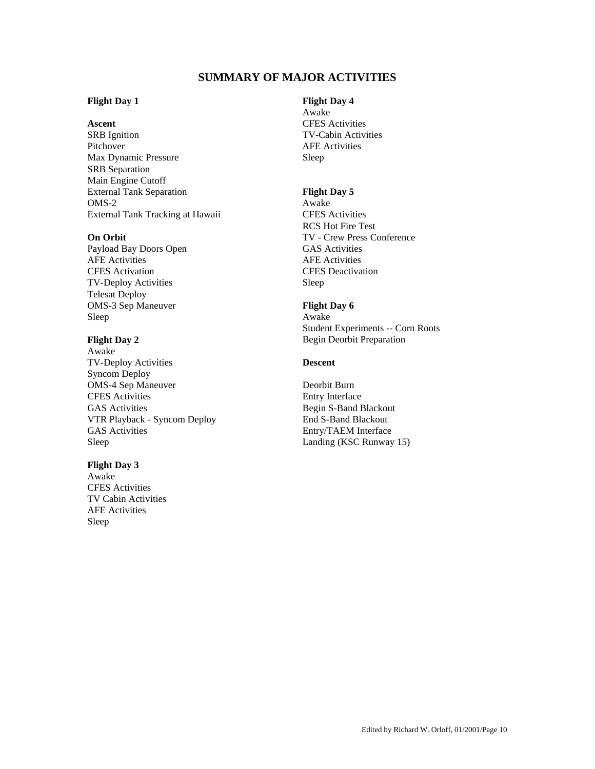## SUMMARY OF MAJOR ACTIVITIES

**Flight Day 1**

**Ascent**
SRB Ignition
Pitchover
Max Dynamic Pressure
SRB Separation
Main Engine Cutoff
External Tank Separation
OMS-2
External Tank Tracking at Hawaii

**On Orbit**
Payload Bay Doors Open
AFE Activities
CFES Activation
TV-Deploy Activities
Telesat Deploy
OMS-3 Sep Maneuver
Sleep

**Flight Day 2**
Awake
TV-Deploy Activities
Syncom Deploy
OMS-4 Sep Maneuver
CFES Activities
GAS Activities
VTR Playback - Syncom Deploy
GAS Activities
Sleep

**Flight Day 3**
Awake
CFES Activities
TV Cabin Activities
AFE Activities
Sleep

**Flight Day 4**
Awake
CFES Activities
TV-Cabin Activities
AFE Activities
Sleep

**Flight Day 5**
Awake
CFES Activities
RCS Hot Fire Test
TV - Crew Press Conference
GAS Activities
AFE Activities
CFES Deactivation
Sleep

**Flight Day 6**
Awake
Student Experiments -- Corn Roots
Begin Deorbit Preparation

**Descent**

Deorbit Burn
Entry Interface
Begin S-Band Blackout
End S-Band Blackout
Entry/TAEM Interface
Landing (KSC Runway 15)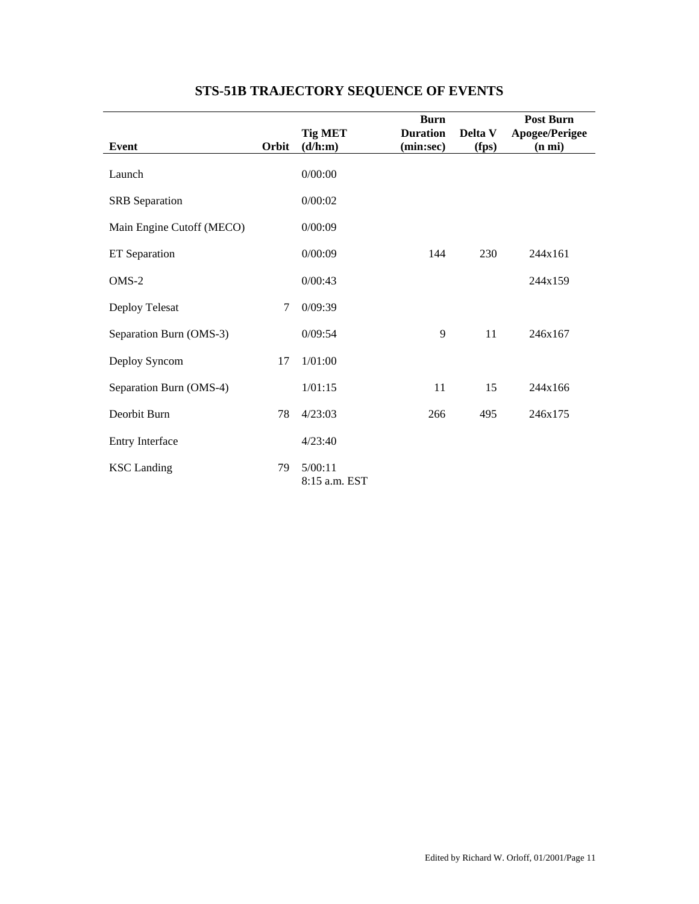# STS-51B TRAJECTORY SEQUENCE OF EVENTS

| Event | Orbit | Tig MET (d/h:m) | Burn Duration (min:sec) | Delta V (fps) | Post Burn Apogee/Perigee (n mi) |
|---|---|---|---|---|---|
| Launch | | 0/00:00 | | | |
| SRB Separation | | 0/00:02 | | | |
| Main Engine Cutoff (MECO) | | 0/00:09 | | | |
| ET Separation | | 0/00:09 | 144 | 230 | 244x161 |
| OMS-2 | | 0/00:43 | | | 244x159 |
| Deploy Telesat | 7 | 0/09:39 | | | |
| Separation Burn (OMS-3) | | 0/09:54 | 9 | 11 | 246x167 |
| Deploy Syncom | 17 | 1/01:00 | | | |
| Separation Burn (OMS-4) | | 1/01:15 | 11 | 15 | 244x166 |
| Deorbit Burn | 78 | 4/23:03 | 266 | 495 | 246x175 |
| Entry Interface | | 4/23:40 | | | |
| KSC Landing | 79 | 5/00:11 8:15 a.m. EST | | | |

Edited by Richard W. Orloff, 01/2001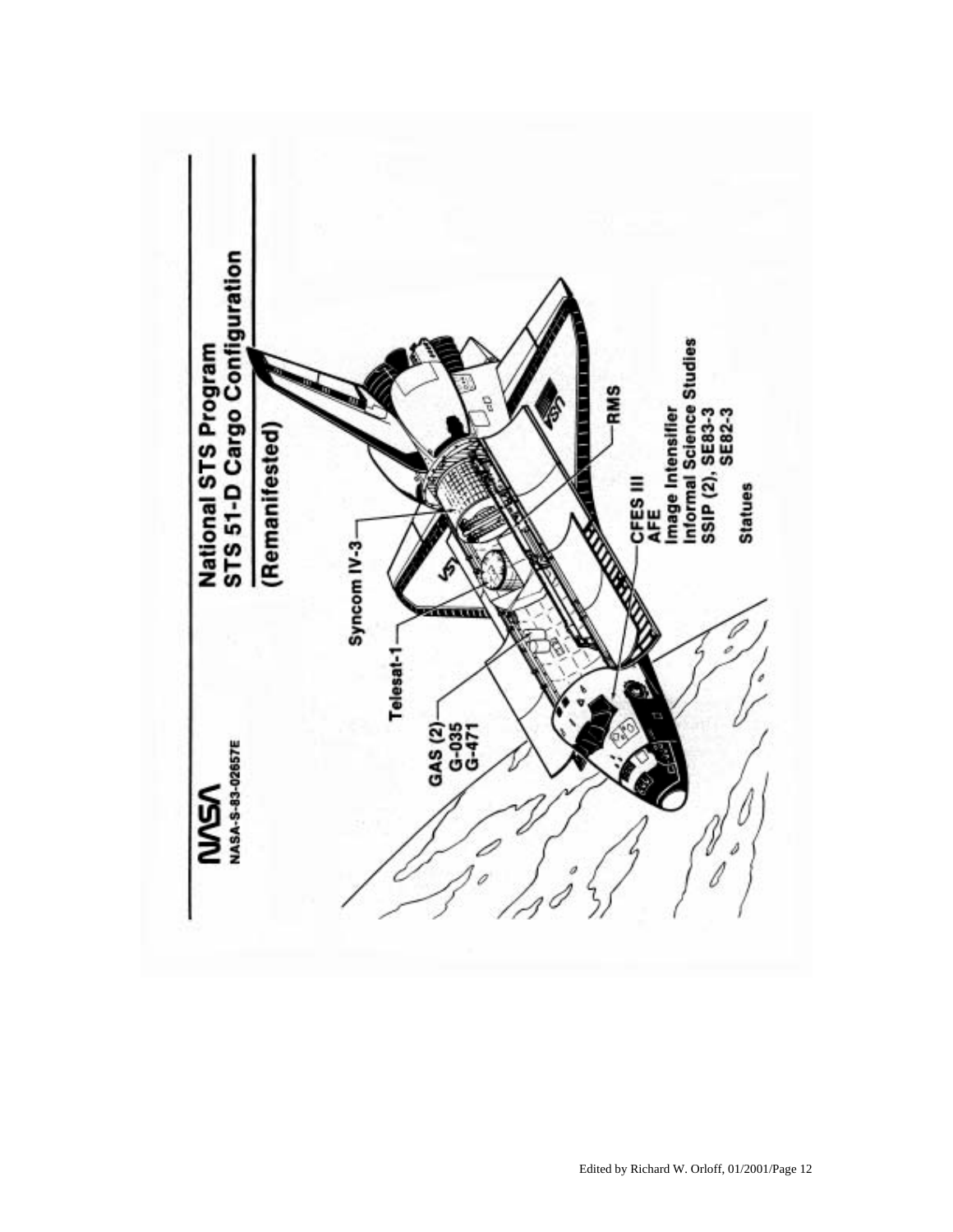NASA

NASA-S-83-02657E

# National STS Program
## STS 51-D Cargo Configuration

(Remanifested)

Syncom IV-3

Telesat-1

GAS (2)
G-035
G-471

RMS

CFES III
AFE
Image Intensifier
Informal Science Studies
SSIP (2), SE83-3
SE82-3

Statues

Edited by Richard W. Orloff, 01/2001/Page 12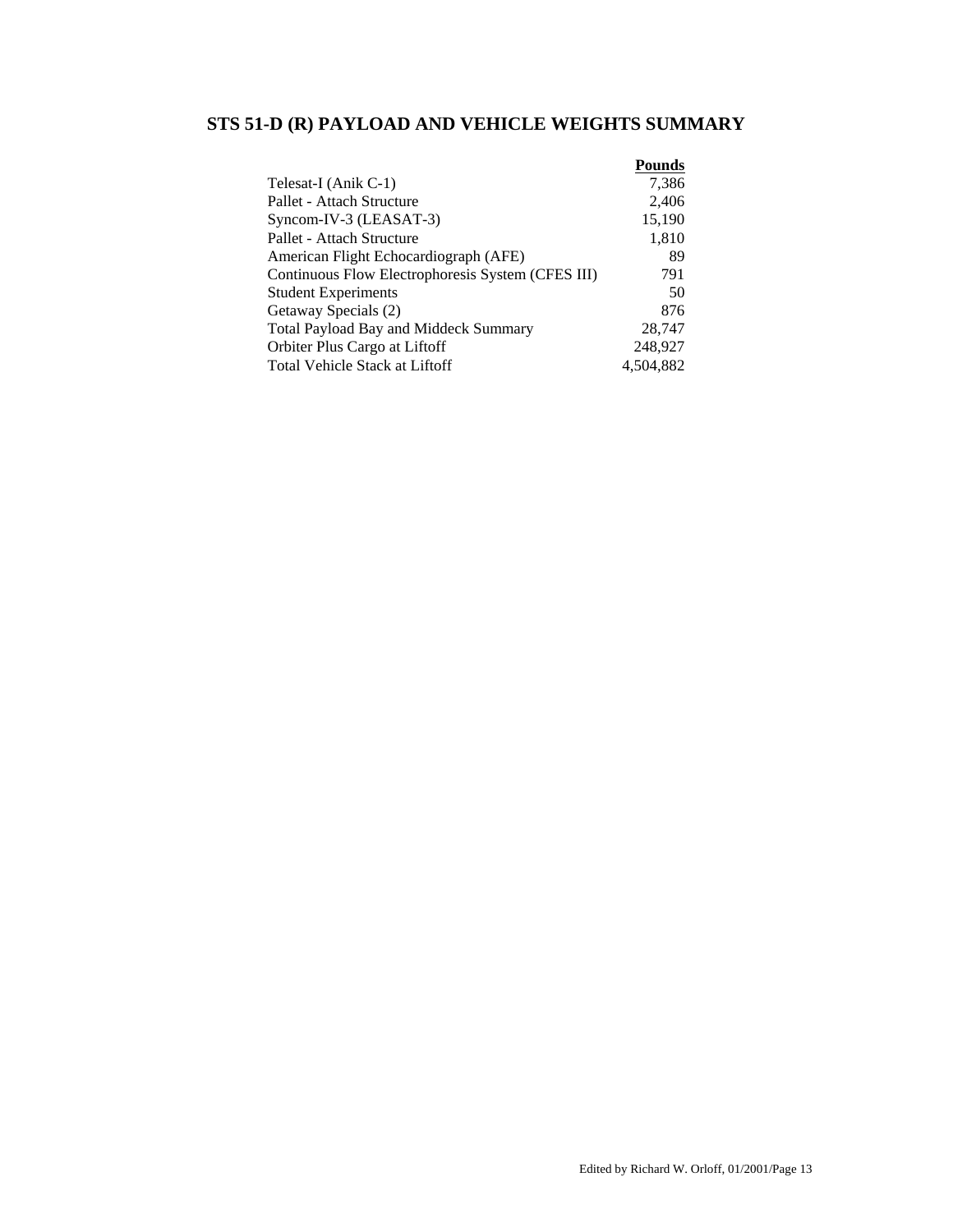## STS 51-D (R) PAYLOAD AND VEHICLE WEIGHTS SUMMARY

| | Pounds |
|---|---:|
| Telesat-I (Anik C-1) | 7,386 |
| Pallet - Attach Structure | 2,406 |
| Syncom-IV-3 (LEASAT-3) | 15,190 |
| Pallet - Attach Structure | 1,810 |
| American Flight Echocardiograph (AFE) | 89 |
| Continuous Flow Electrophoresis System (CFES III) | 791 |
| Student Experiments | 50 |
| Getaway Specials (2) | 876 |
| Total Payload Bay and Middeck Summary | 28,747 |
| Orbiter Plus Cargo at Liftoff | 248,927 |
| Total Vehicle Stack at Liftoff | 4,504,882 |

Edited by Richard W. Orloff, 01/2001/Page 13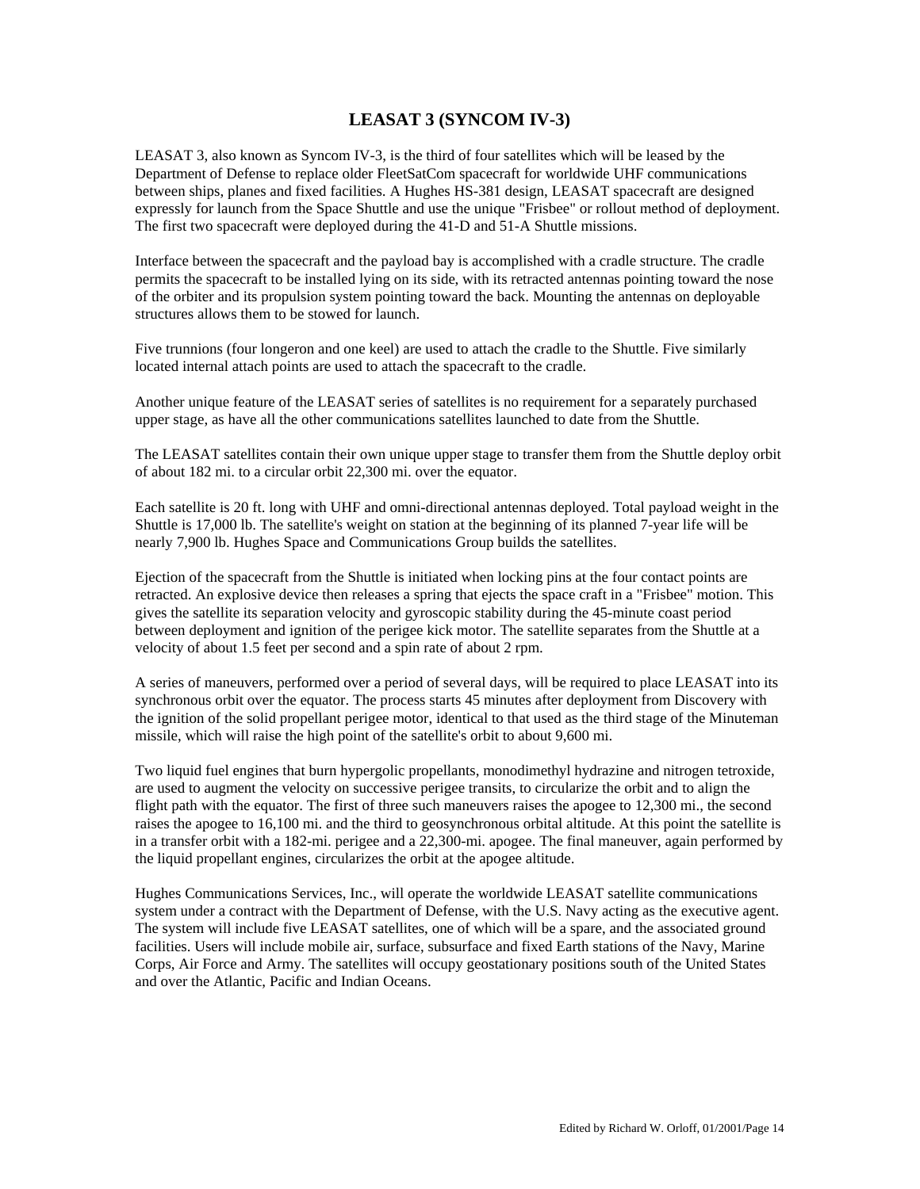## LEASAT 3 (SYNCOM IV-3)

LEASAT 3, also known as Syncom IV-3, is the third of four satellites which will be leased by the Department of Defense to replace older FleetSatCom spacecraft for worldwide UHF communications between ships, planes and fixed facilities. A Hughes HS-381 design, LEASAT spacecraft are designed expressly for launch from the Space Shuttle and use the unique "Frisbee" or rollout method of deployment. The first two spacecraft were deployed during the 41-D and 51-A Shuttle missions.

Interface between the spacecraft and the payload bay is accomplished with a cradle structure. The cradle permits the spacecraft to be installed lying on its side, with its retracted antennas pointing toward the nose of the orbiter and its propulsion system pointing toward the back. Mounting the antennas on deployable structures allows them to be stowed for launch.

Five trunnions (four longeron and one keel) are used to attach the cradle to the Shuttle. Five similarly located internal attach points are used to attach the spacecraft to the cradle.

Another unique feature of the LEASAT series of satellites is no requirement for a separately purchased upper stage, as have all the other communications satellites launched to date from the Shuttle.

The LEASAT satellites contain their own unique upper stage to transfer them from the Shuttle deploy orbit of about 182 mi. to a circular orbit 22,300 mi. over the equator.

Each satellite is 20 ft. long with UHF and omni-directional antennas deployed. Total payload weight in the Shuttle is 17,000 lb. The satellite's weight on station at the beginning of its planned 7-year life will be nearly 7,900 lb. Hughes Space and Communications Group builds the satellites.

Ejection of the spacecraft from the Shuttle is initiated when locking pins at the four contact points are retracted. An explosive device then releases a spring that ejects the space craft in a "Frisbee" motion. This gives the satellite its separation velocity and gyroscopic stability during the 45-minute coast period between deployment and ignition of the perigee kick motor. The satellite separates from the Shuttle at a velocity of about 1.5 feet per second and a spin rate of about 2 rpm.

A series of maneuvers, performed over a period of several days, will be required to place LEASAT into its synchronous orbit over the equator. The process starts 45 minutes after deployment from Discovery with the ignition of the solid propellant perigee motor, identical to that used as the third stage of the Minuteman missile, which will raise the high point of the satellite's orbit to about 9,600 mi.

Two liquid fuel engines that burn hypergolic propellants, monodimethyl hydrazine and nitrogen tetroxide, are used to augment the velocity on successive perigee transits, to circularize the orbit and to align the flight path with the equator. The first of three such maneuvers raises the apogee to 12,300 mi., the second raises the apogee to 16,100 mi. and the third to geosynchronous orbital altitude. At this point the satellite is in a transfer orbit with a 182-mi. perigee and a 22,300-mi. apogee. The final maneuver, again performed by the liquid propellant engines, circularizes the orbit at the apogee altitude.

Hughes Communications Services, Inc., will operate the worldwide LEASAT satellite communications system under a contract with the Department of Defense, with the U.S. Navy acting as the executive agent. The system will include five LEASAT satellites, one of which will be a spare, and the associated ground facilities. Users will include mobile air, surface, subsurface and fixed Earth stations of the Navy, Marine Corps, Air Force and Army. The satellites will occupy geostationary positions south of the United States and over the Atlantic, Pacific and Indian Oceans.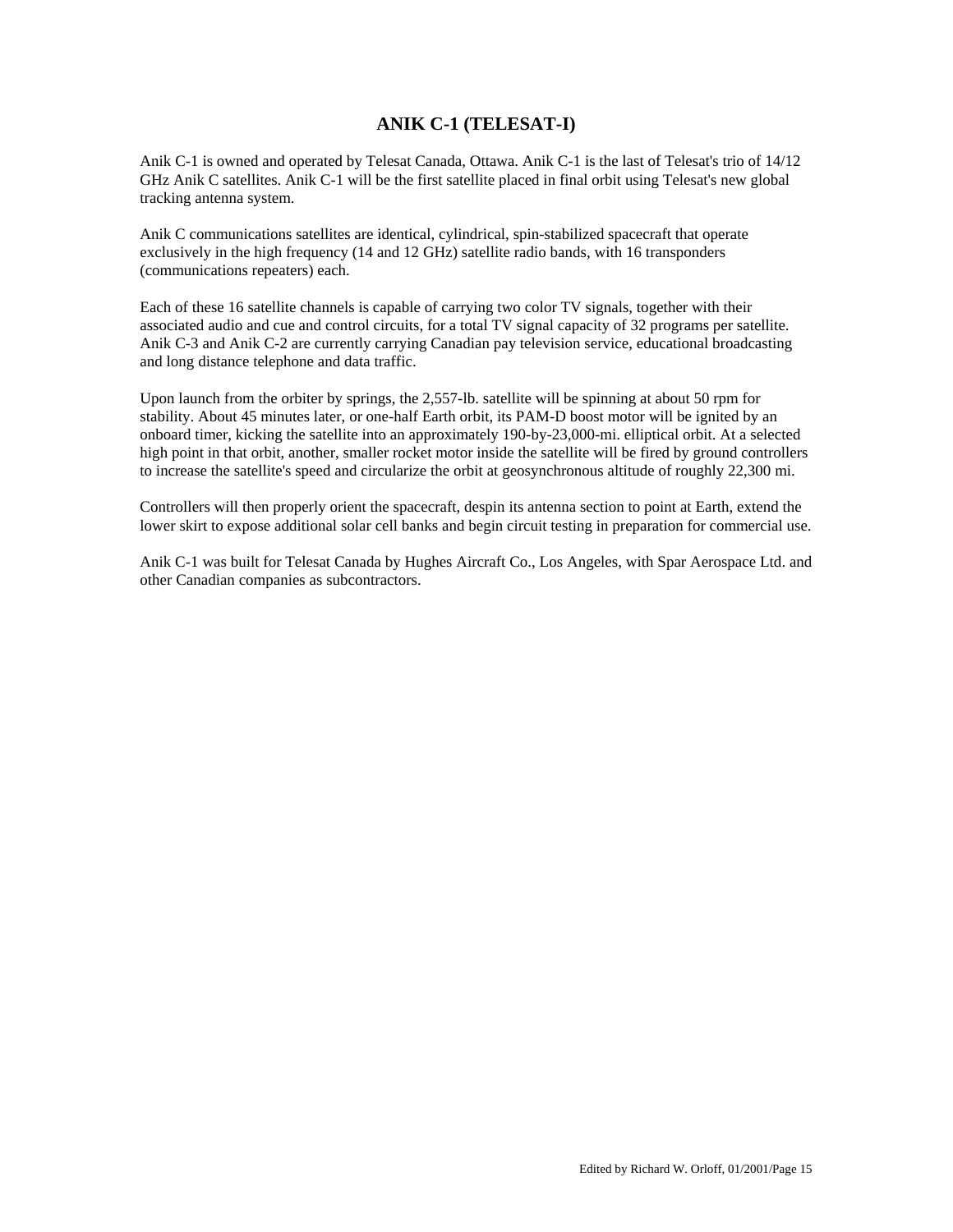## ANIK C-1 (TELESAT-I)

Anik C-1 is owned and operated by Telesat Canada, Ottawa. Anik C-1 is the last of Telesat's trio of 14/12 GHz Anik C satellites. Anik C-1 will be the first satellite placed in final orbit using Telesat's new global tracking antenna system.

Anik C communications satellites are identical, cylindrical, spin-stabilized spacecraft that operate exclusively in the high frequency (14 and 12 GHz) satellite radio bands, with 16 transponders (communications repeaters) each.

Each of these 16 satellite channels is capable of carrying two color TV signals, together with their associated audio and cue and control circuits, for a total TV signal capacity of 32 programs per satellite. Anik C-3 and Anik C-2 are currently carrying Canadian pay television service, educational broadcasting and long distance telephone and data traffic.

Upon launch from the orbiter by springs, the 2,557-lb. satellite will be spinning at about 50 rpm for stability. About 45 minutes later, or one-half Earth orbit, its PAM-D boost motor will be ignited by an onboard timer, kicking the satellite into an approximately 190-by-23,000-mi. elliptical orbit. At a selected high point in that orbit, another, smaller rocket motor inside the satellite will be fired by ground controllers to increase the satellite's speed and circularize the orbit at geosynchronous altitude of roughly 22,300 mi.

Controllers will then properly orient the spacecraft, despin its antenna section to point at Earth, extend the lower skirt to expose additional solar cell banks and begin circuit testing in preparation for commercial use.

Anik C-1 was built for Telesat Canada by Hughes Aircraft Co., Los Angeles, with Spar Aerospace Ltd. and other Canadian companies as subcontractors.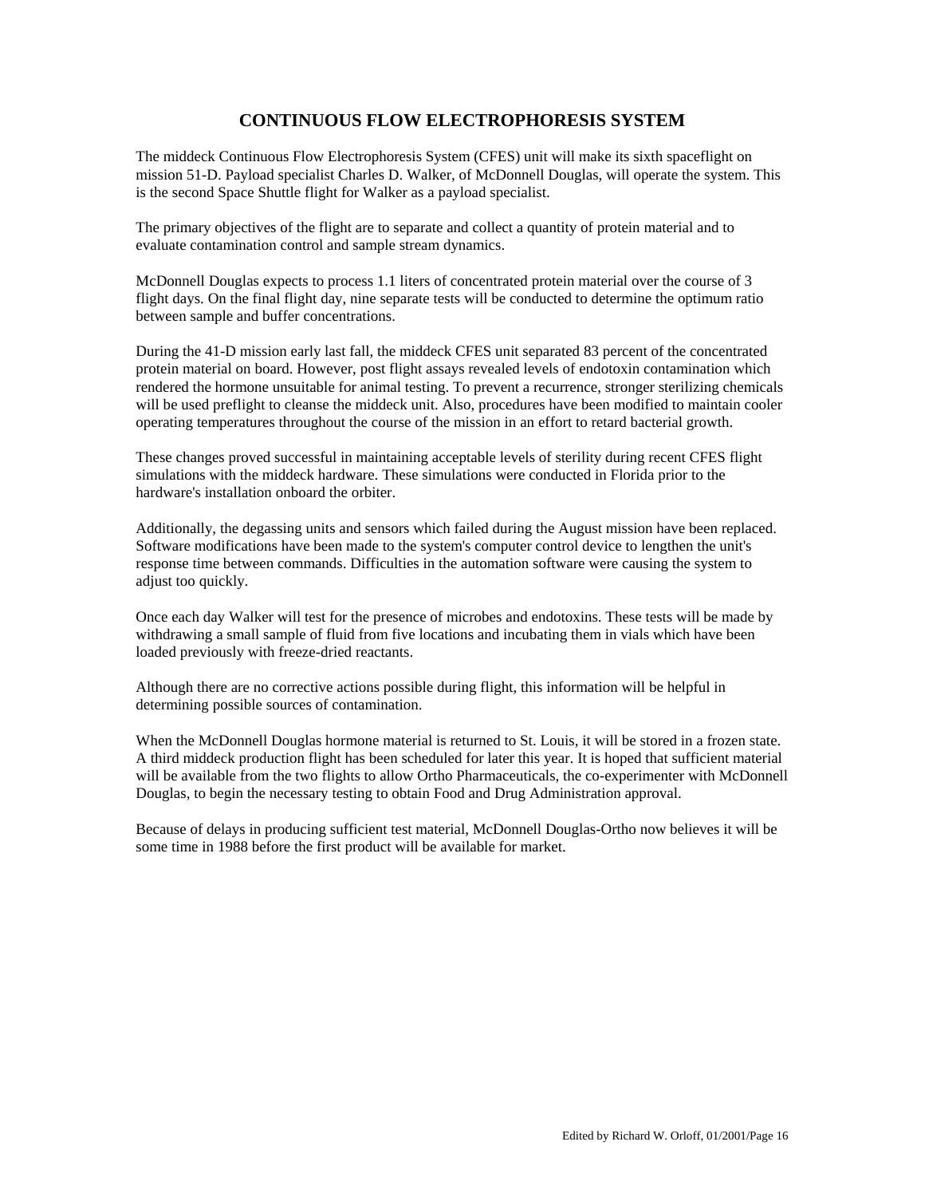## CONTINUOUS FLOW ELECTROPHORESIS SYSTEM

The middeck Continuous Flow Electrophoresis System (CFES) unit will make its sixth spaceflight on mission 51-D. Payload specialist Charles D. Walker, of McDonnell Douglas, will operate the system. This is the second Space Shuttle flight for Walker as a payload specialist.

The primary objectives of the flight are to separate and collect a quantity of protein material and to evaluate contamination control and sample stream dynamics.

McDonnell Douglas expects to process 1.1 liters of concentrated protein material over the course of 3 flight days. On the final flight day, nine separate tests will be conducted to determine the optimum ratio between sample and buffer concentrations.

During the 41-D mission early last fall, the middeck CFES unit separated 83 percent of the concentrated protein material on board. However, post flight assays revealed levels of endotoxin contamination which rendered the hormone unsuitable for animal testing. To prevent a recurrence, stronger sterilizing chemicals will be used preflight to cleanse the middeck unit. Also, procedures have been modified to maintain cooler operating temperatures throughout the course of the mission in an effort to retard bacterial growth.

These changes proved successful in maintaining acceptable levels of sterility during recent CFES flight simulations with the middeck hardware. These simulations were conducted in Florida prior to the hardware's installation onboard the orbiter.

Additionally, the degassing units and sensors which failed during the August mission have been replaced. Software modifications have been made to the system's computer control device to lengthen the unit's response time between commands. Difficulties in the automation software were causing the system to adjust too quickly.

Once each day Walker will test for the presence of microbes and endotoxins. These tests will be made by withdrawing a small sample of fluid from five locations and incubating them in vials which have been loaded previously with freeze-dried reactants.

Although there are no corrective actions possible during flight, this information will be helpful in determining possible sources of contamination.

When the McDonnell Douglas hormone material is returned to St. Louis, it will be stored in a frozen state. A third middeck production flight has been scheduled for later this year. It is hoped that sufficient material will be available from the two flights to allow Ortho Pharmaceuticals, the co-experimenter with McDonnell Douglas, to begin the necessary testing to obtain Food and Drug Administration approval.

Because of delays in producing sufficient test material, McDonnell Douglas-Ortho now believes it will be some time in 1988 before the first product will be available for market.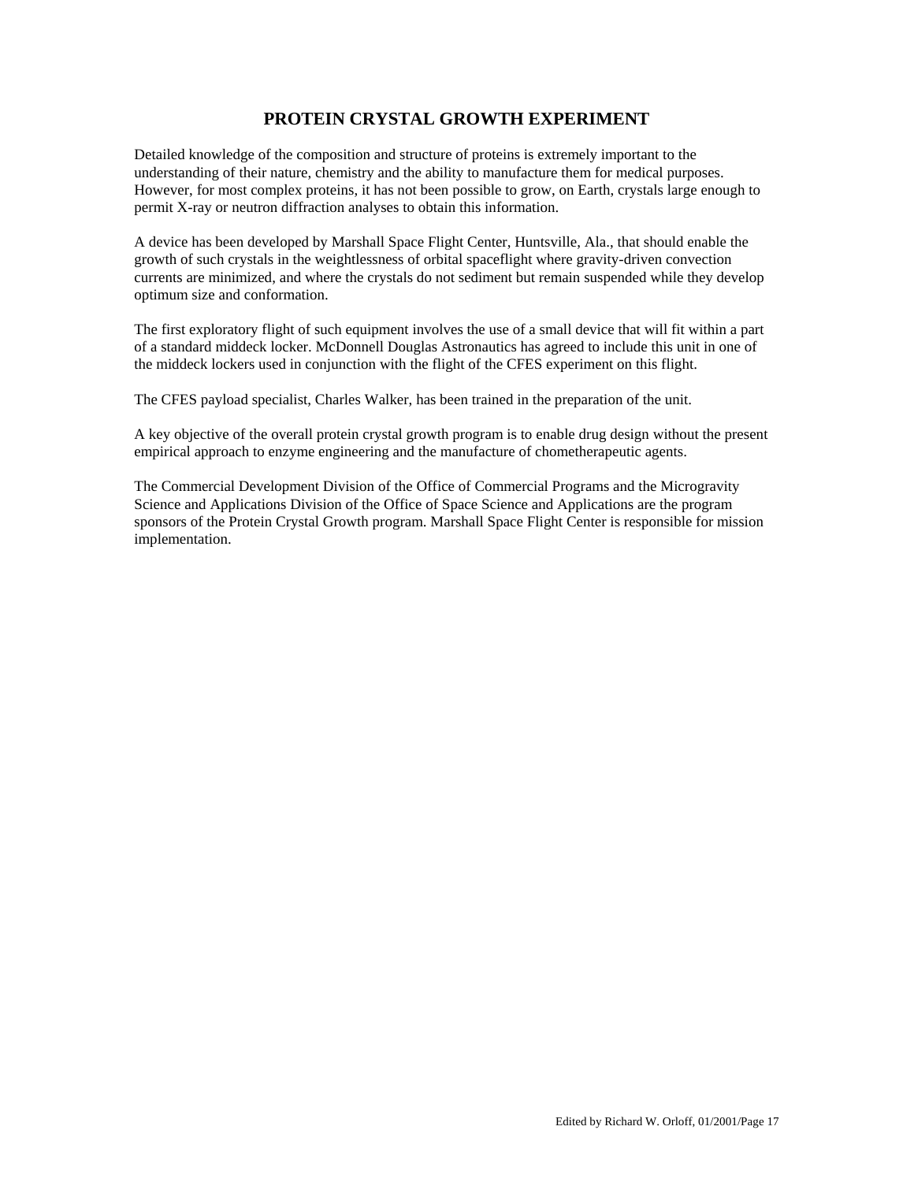# PROTEIN CRYSTAL GROWTH EXPERIMENT

Detailed knowledge of the composition and structure of proteins is extremely important to the understanding of their nature, chemistry and the ability to manufacture them for medical purposes. However, for most complex proteins, it has not been possible to grow, on Earth, crystals large enough to permit X-ray or neutron diffraction analyses to obtain this information.

A device has been developed by Marshall Space Flight Center, Huntsville, Ala., that should enable the growth of such crystals in the weightlessness of orbital spaceflight where gravity-driven convection currents are minimized, and where the crystals do not sediment but remain suspended while they develop optimum size and conformation.

The first exploratory flight of such equipment involves the use of a small device that will fit within a part of a standard middeck locker. McDonnell Douglas Astronautics has agreed to include this unit in one of the middeck lockers used in conjunction with the flight of the CFES experiment on this flight.

The CFES payload specialist, Charles Walker, has been trained in the preparation of the unit.

A key objective of the overall protein crystal growth program is to enable drug design without the present empirical approach to enzyme engineering and the manufacture of chometherapeutic agents.

The Commercial Development Division of the Office of Commercial Programs and the Microgravity Science and Applications Division of the Office of Space Science and Applications are the program sponsors of the Protein Crystal Growth program. Marshall Space Flight Center is responsible for mission implementation.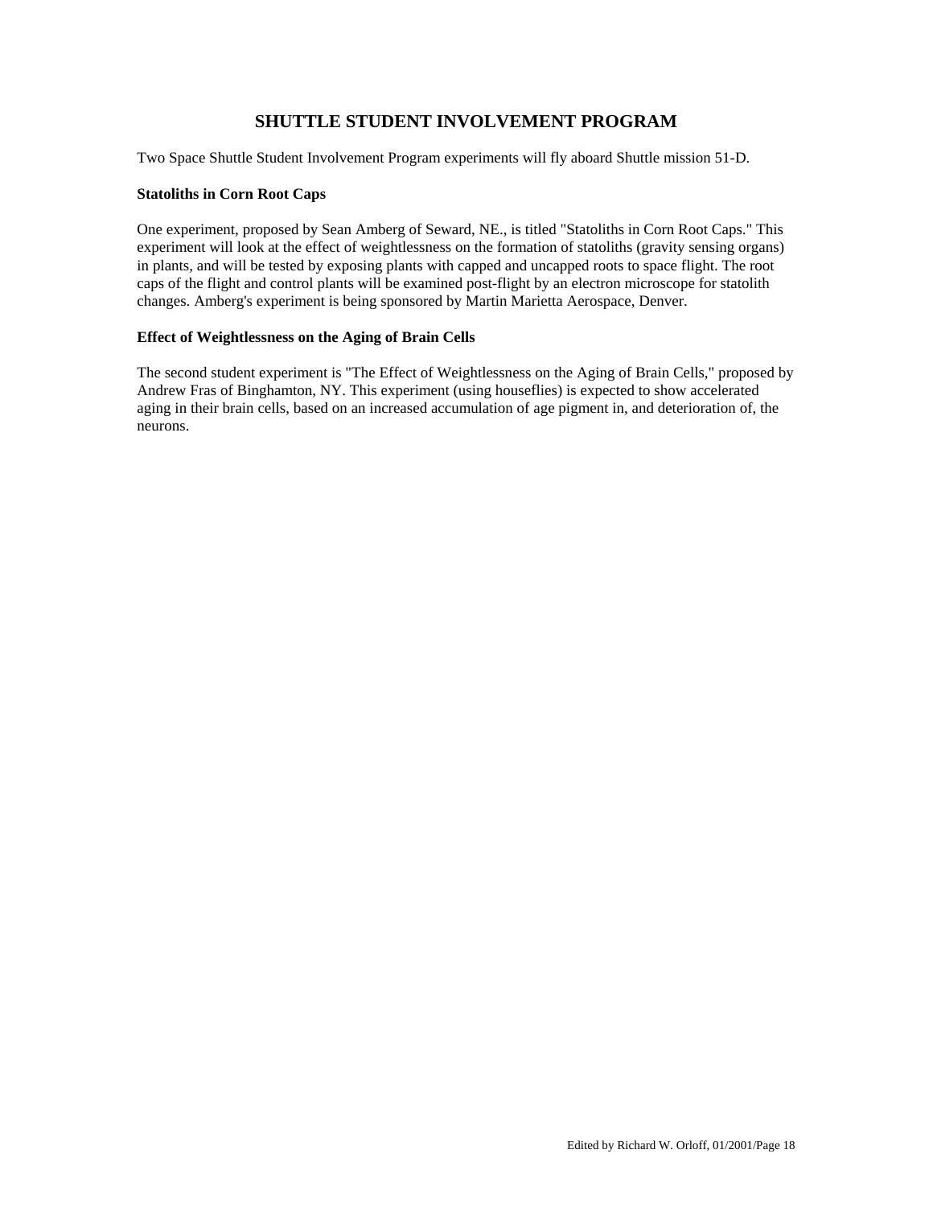## SHUTTLE STUDENT INVOLVEMENT PROGRAM

Two Space Shuttle Student Involvement Program experiments will fly aboard Shuttle mission 51-D.

**Statoliths in Corn Root Caps**

One experiment, proposed by Sean Amberg of Seward, NE., is titled "Statoliths in Corn Root Caps." This experiment will look at the effect of weightlessness on the formation of statoliths (gravity sensing organs) in plants, and will be tested by exposing plants with capped and uncapped roots to space flight. The root caps of the flight and control plants will be examined post-flight by an electron microscope for statolith changes. Amberg's experiment is being sponsored by Martin Marietta Aerospace, Denver.

**Effect of Weightlessness on the Aging of Brain Cells**

The second student experiment is "The Effect of Weightlessness on the Aging of Brain Cells," proposed by Andrew Fras of Binghamton, NY. This experiment (using houseflies) is expected to show accelerated aging in their brain cells, based on an increased accumulation of age pigment in, and deterioration of, the neurons.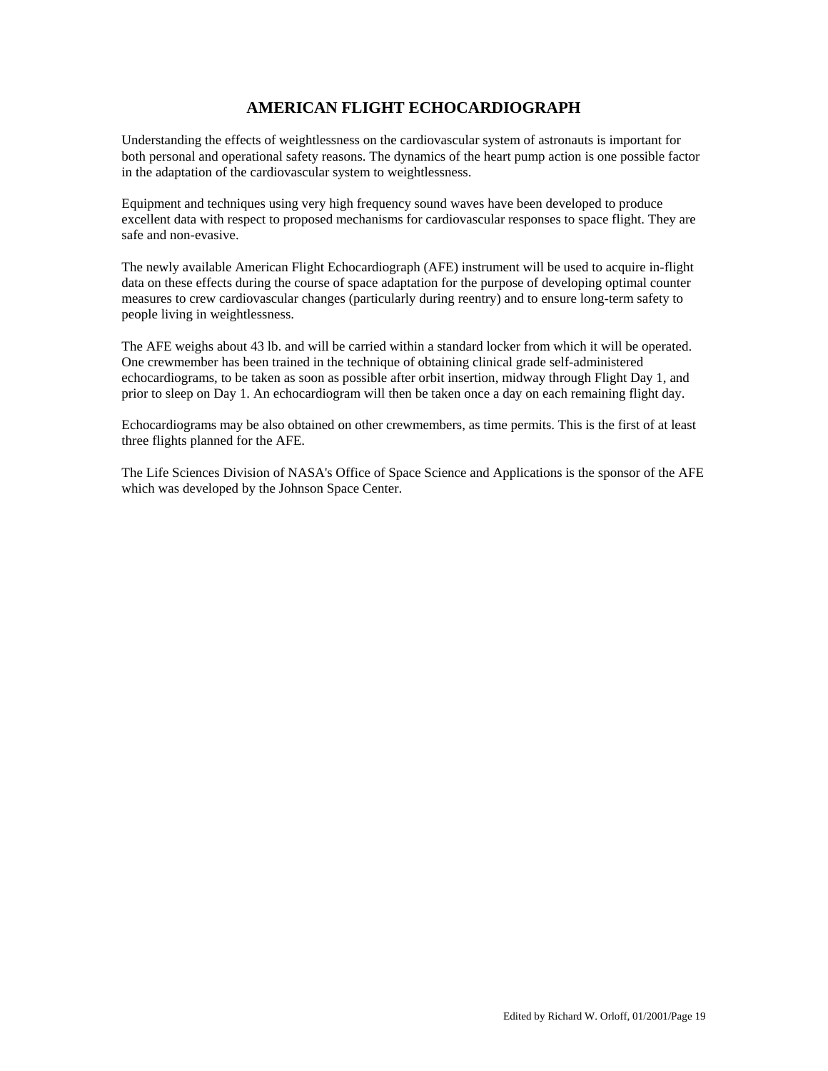## AMERICAN FLIGHT ECHOCARDIOGRAPH

Understanding the effects of weightlessness on the cardiovascular system of astronauts is important for both personal and operational safety reasons. The dynamics of the heart pump action is one possible factor in the adaptation of the cardiovascular system to weightlessness.

Equipment and techniques using very high frequency sound waves have been developed to produce excellent data with respect to proposed mechanisms for cardiovascular responses to space flight. They are safe and non-evasive.

The newly available American Flight Echocardiograph (AFE) instrument will be used to acquire in-flight data on these effects during the course of space adaptation for the purpose of developing optimal counter measures to crew cardiovascular changes (particularly during reentry) and to ensure long-term safety to people living in weightlessness.

The AFE weighs about 43 lb. and will be carried within a standard locker from which it will be operated. One crewmember has been trained in the technique of obtaining clinical grade self-administered echocardiograms, to be taken as soon as possible after orbit insertion, midway through Flight Day 1, and prior to sleep on Day 1. An echocardiogram will then be taken once a day on each remaining flight day.

Echocardiograms may be also obtained on other crewmembers, as time permits. This is the first of at least three flights planned for the AFE.

The Life Sciences Division of NASA's Office of Space Science and Applications is the sponsor of the AFE which was developed by the Johnson Space Center.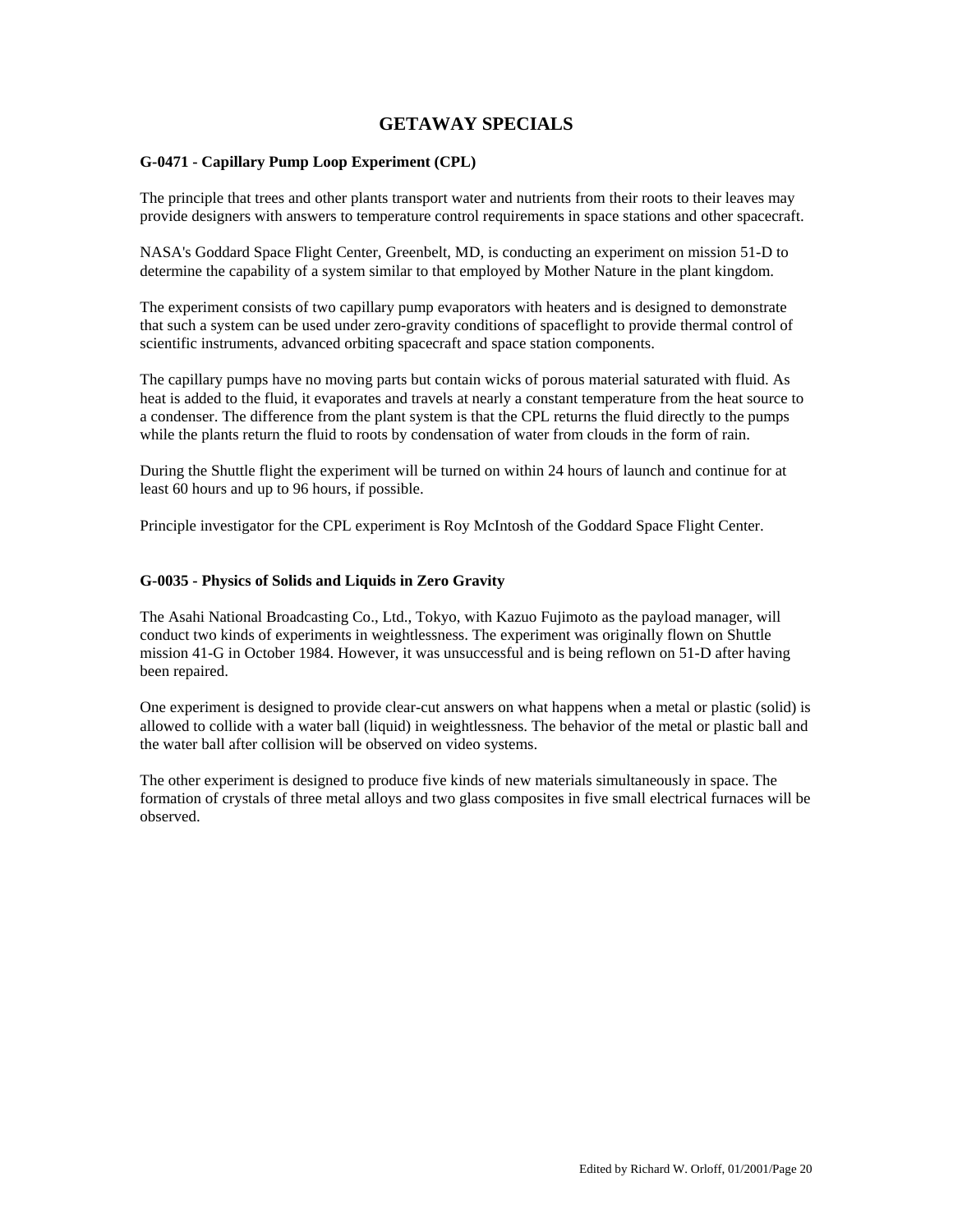# GETAWAY SPECIALS

### G-0471 - Capillary Pump Loop Experiment (CPL)

The principle that trees and other plants transport water and nutrients from their roots to their leaves may provide designers with answers to temperature control requirements in space stations and other spacecraft.

NASA's Goddard Space Flight Center, Greenbelt, MD, is conducting an experiment on mission 51-D to determine the capability of a system similar to that employed by Mother Nature in the plant kingdom.

The experiment consists of two capillary pump evaporators with heaters and is designed to demonstrate that such a system can be used under zero-gravity conditions of spaceflight to provide thermal control of scientific instruments, advanced orbiting spacecraft and space station components.

The capillary pumps have no moving parts but contain wicks of porous material saturated with fluid. As heat is added to the fluid, it evaporates and travels at nearly a constant temperature from the heat source to a condenser. The difference from the plant system is that the CPL returns the fluid directly to the pumps while the plants return the fluid to roots by condensation of water from clouds in the form of rain.

During the Shuttle flight the experiment will be turned on within 24 hours of launch and continue for at least 60 hours and up to 96 hours, if possible.

Principle investigator for the CPL experiment is Roy McIntosh of the Goddard Space Flight Center.

### G-0035 - Physics of Solids and Liquids in Zero Gravity

The Asahi National Broadcasting Co., Ltd., Tokyo, with Kazuo Fujimoto as the payload manager, will conduct two kinds of experiments in weightlessness. The experiment was originally flown on Shuttle mission 41-G in October 1984. However, it was unsuccessful and is being reflown on 51-D after having been repaired.

One experiment is designed to provide clear-cut answers on what happens when a metal or plastic (solid) is allowed to collide with a water ball (liquid) in weightlessness. The behavior of the metal or plastic ball and the water ball after collision will be observed on video systems.

The other experiment is designed to produce five kinds of new materials simultaneously in space. The formation of crystals of three metal alloys and two glass composites in five small electrical furnaces will be observed.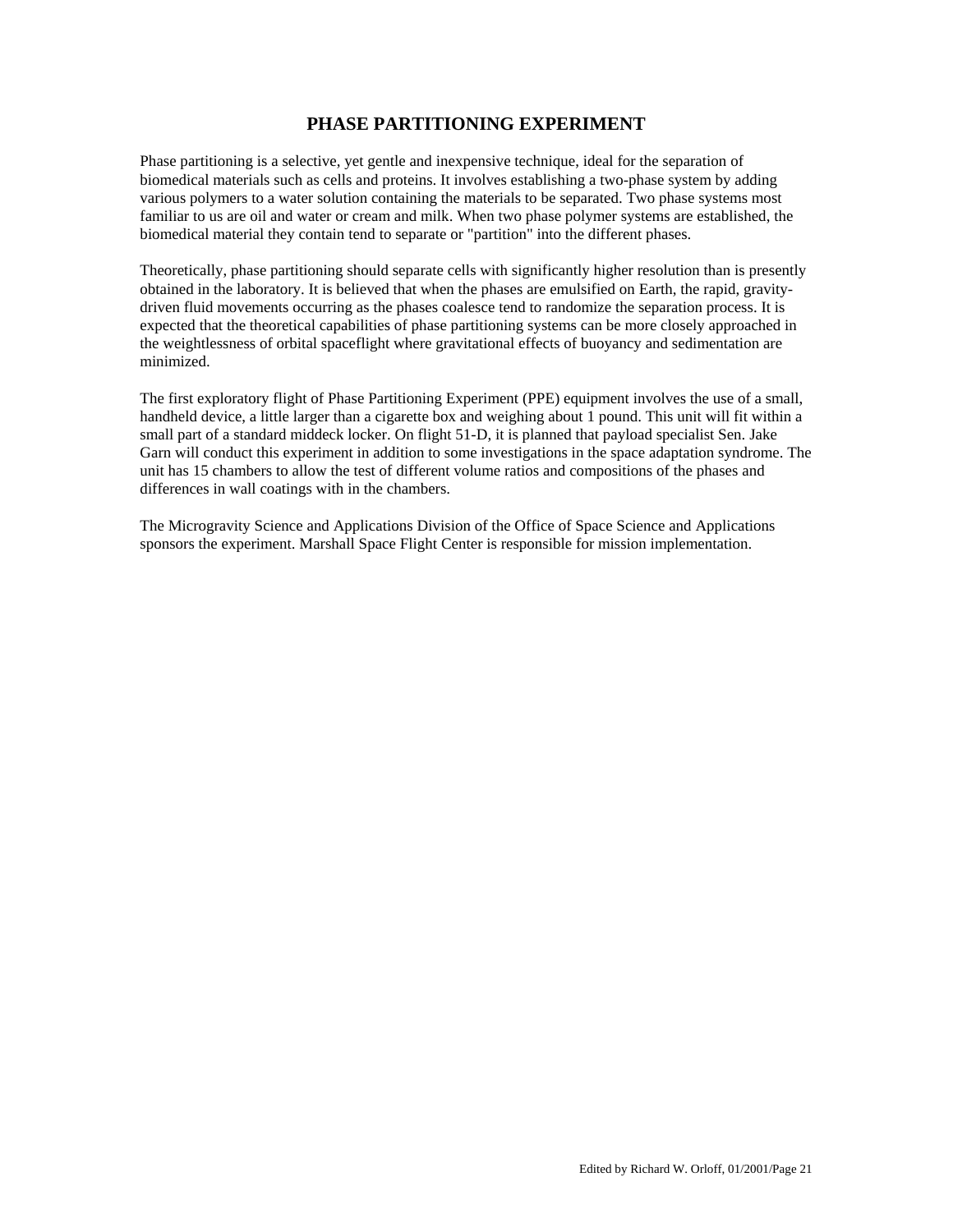## PHASE PARTITIONING EXPERIMENT

Phase partitioning is a selective, yet gentle and inexpensive technique, ideal for the separation of biomedical materials such as cells and proteins. It involves establishing a two-phase system by adding various polymers to a water solution containing the materials to be separated. Two phase systems most familiar to us are oil and water or cream and milk. When two phase polymer systems are established, the biomedical material they contain tend to separate or "partition" into the different phases.

Theoretically, phase partitioning should separate cells with significantly higher resolution than is presently obtained in the laboratory. It is believed that when the phases are emulsified on Earth, the rapid, gravity-driven fluid movements occurring as the phases coalesce tend to randomize the separation process. It is expected that the theoretical capabilities of phase partitioning systems can be more closely approached in the weightlessness of orbital spaceflight where gravitational effects of buoyancy and sedimentation are minimized.

The first exploratory flight of Phase Partitioning Experiment (PPE) equipment involves the use of a small, handheld device, a little larger than a cigarette box and weighing about 1 pound. This unit will fit within a small part of a standard middeck locker. On flight 51-D, it is planned that payload specialist Sen. Jake Garn will conduct this experiment in addition to some investigations in the space adaptation syndrome. The unit has 15 chambers to allow the test of different volume ratios and compositions of the phases and differences in wall coatings with in the chambers.

The Microgravity Science and Applications Division of the Office of Space Science and Applications sponsors the experiment. Marshall Space Flight Center is responsible for mission implementation.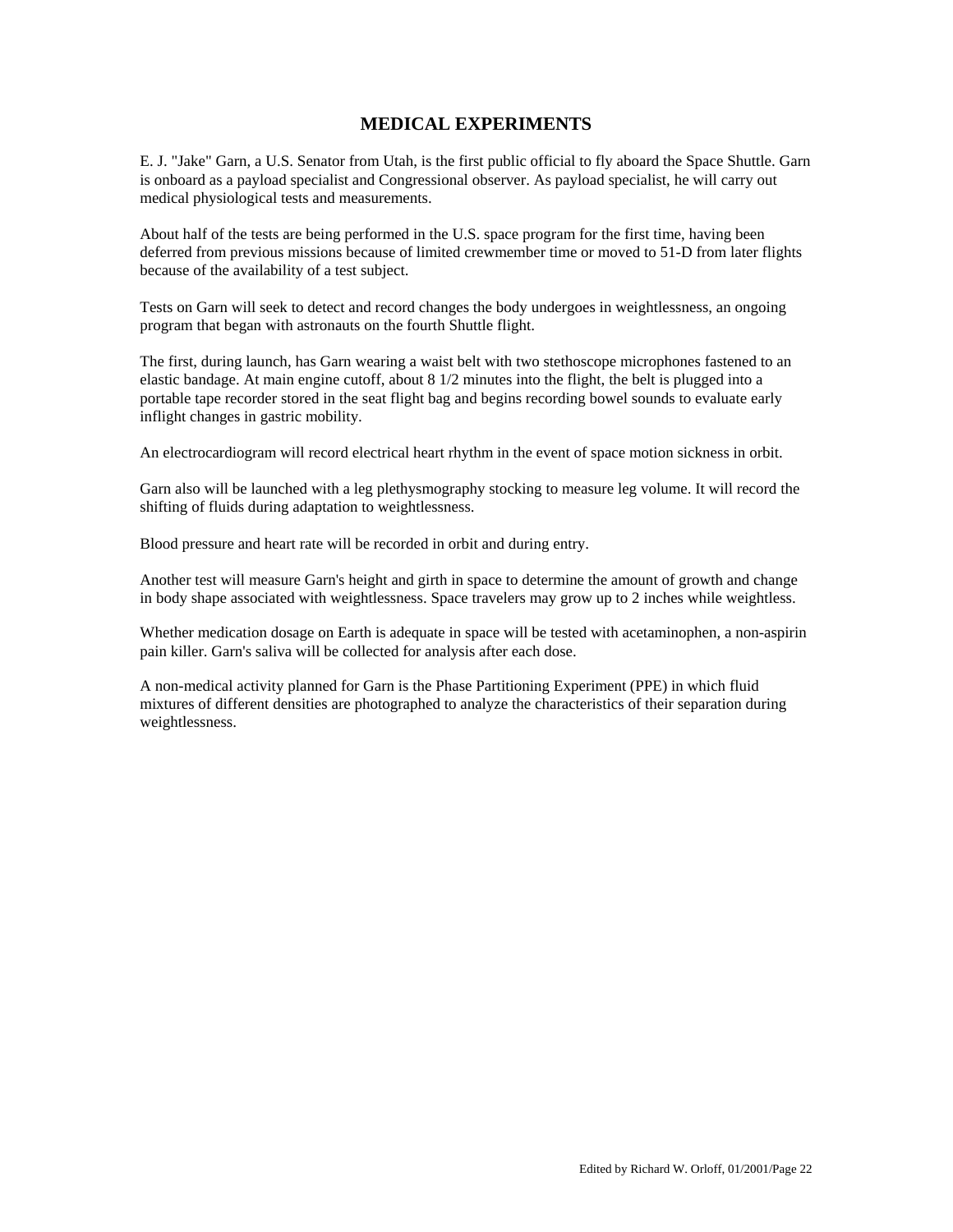## MEDICAL EXPERIMENTS

E. J. "Jake" Garn, a U.S. Senator from Utah, is the first public official to fly aboard the Space Shuttle. Garn is onboard as a payload specialist and Congressional observer. As payload specialist, he will carry out medical physiological tests and measurements.

About half of the tests are being performed in the U.S. space program for the first time, having been deferred from previous missions because of limited crewmember time or moved to 51-D from later flights because of the availability of a test subject.

Tests on Garn will seek to detect and record changes the body undergoes in weightlessness, an ongoing program that began with astronauts on the fourth Shuttle flight.

The first, during launch, has Garn wearing a waist belt with two stethoscope microphones fastened to an elastic bandage. At main engine cutoff, about 8 1/2 minutes into the flight, the belt is plugged into a portable tape recorder stored in the seat flight bag and begins recording bowel sounds to evaluate early inflight changes in gastric mobility.

An electrocardiogram will record electrical heart rhythm in the event of space motion sickness in orbit.

Garn also will be launched with a leg plethysmography stocking to measure leg volume. It will record the shifting of fluids during adaptation to weightlessness.

Blood pressure and heart rate will be recorded in orbit and during entry.

Another test will measure Garn's height and girth in space to determine the amount of growth and change in body shape associated with weightlessness. Space travelers may grow up to 2 inches while weightless.

Whether medication dosage on Earth is adequate in space will be tested with acetaminophen, a non-aspirin pain killer. Garn's saliva will be collected for analysis after each dose.

A non-medical activity planned for Garn is the Phase Partitioning Experiment (PPE) in which fluid mixtures of different densities are photographed to analyze the characteristics of their separation during weightlessness.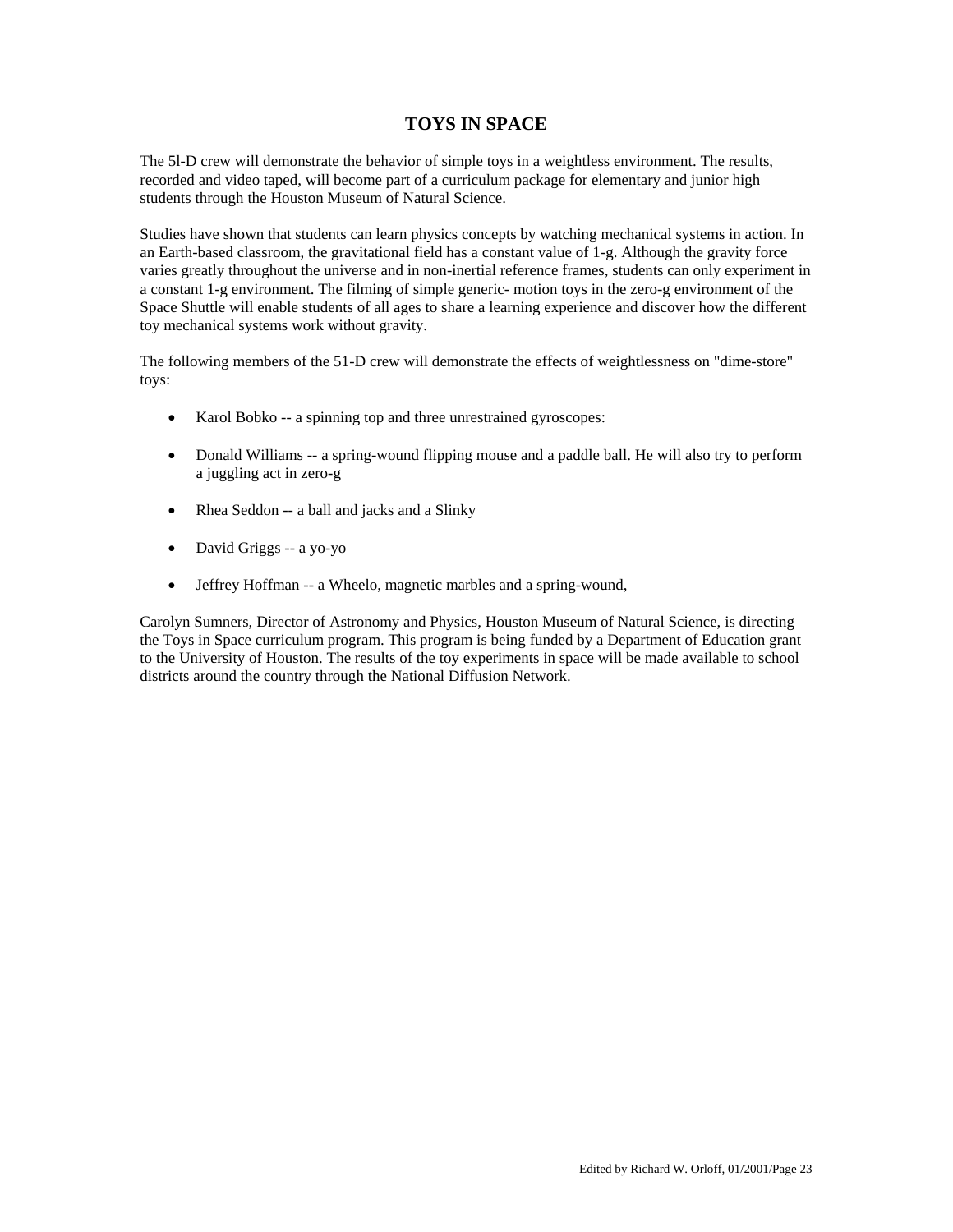## TOYS IN SPACE

The 5l-D crew will demonstrate the behavior of simple toys in a weightless environment. The results, recorded and video taped, will become part of a curriculum package for elementary and junior high students through the Houston Museum of Natural Science.

Studies have shown that students can learn physics concepts by watching mechanical systems in action. In an Earth-based classroom, the gravitational field has a constant value of 1-g. Although the gravity force varies greatly throughout the universe and in non-inertial reference frames, students can only experiment in a constant 1-g environment. The filming of simple generic- motion toys in the zero-g environment of the Space Shuttle will enable students of all ages to share a learning experience and discover how the different toy mechanical systems work without gravity.

The following members of the 51-D crew will demonstrate the effects of weightlessness on "dime-store" toys:

- Karol Bobko -- a spinning top and three unrestrained gyroscopes:
- Donald Williams -- a spring-wound flipping mouse and a paddle ball. He will also try to perform a juggling act in zero-g
- Rhea Seddon -- a ball and jacks and a Slinky
- David Griggs -- a yo-yo
- Jeffrey Hoffman -- a Wheelo, magnetic marbles and a spring-wound,

Carolyn Sumners, Director of Astronomy and Physics, Houston Museum of Natural Science, is directing the Toys in Space curriculum program. This program is being funded by a Department of Education grant to the University of Houston. The results of the toy experiments in space will be made available to school districts around the country through the National Diffusion Network.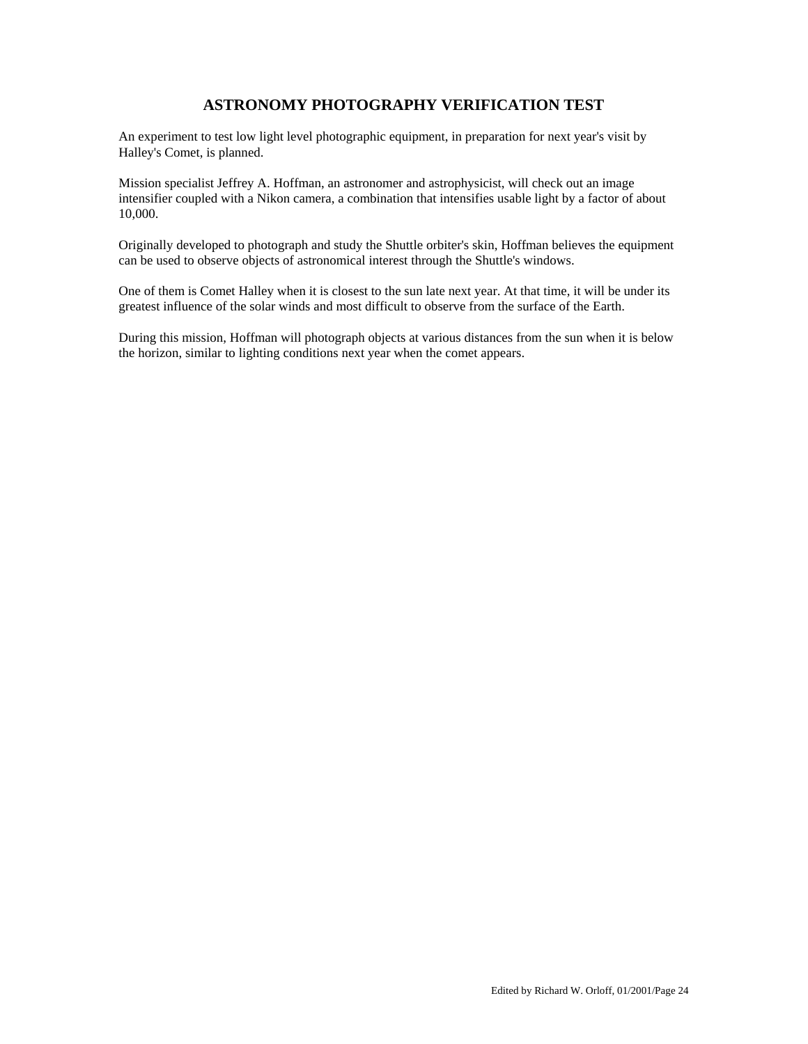## ASTRONOMY PHOTOGRAPHY VERIFICATION TEST

An experiment to test low light level photographic equipment, in preparation for next year's visit by Halley's Comet, is planned.

Mission specialist Jeffrey A. Hoffman, an astronomer and astrophysicist, will check out an image intensifier coupled with a Nikon camera, a combination that intensifies usable light by a factor of about 10,000.

Originally developed to photograph and study the Shuttle orbiter's skin, Hoffman believes the equipment can be used to observe objects of astronomical interest through the Shuttle's windows.

One of them is Comet Halley when it is closest to the sun late next year. At that time, it will be under its greatest influence of the solar winds and most difficult to observe from the surface of the Earth.

During this mission, Hoffman will photograph objects at various distances from the sun when it is below the horizon, similar to lighting conditions next year when the comet appears.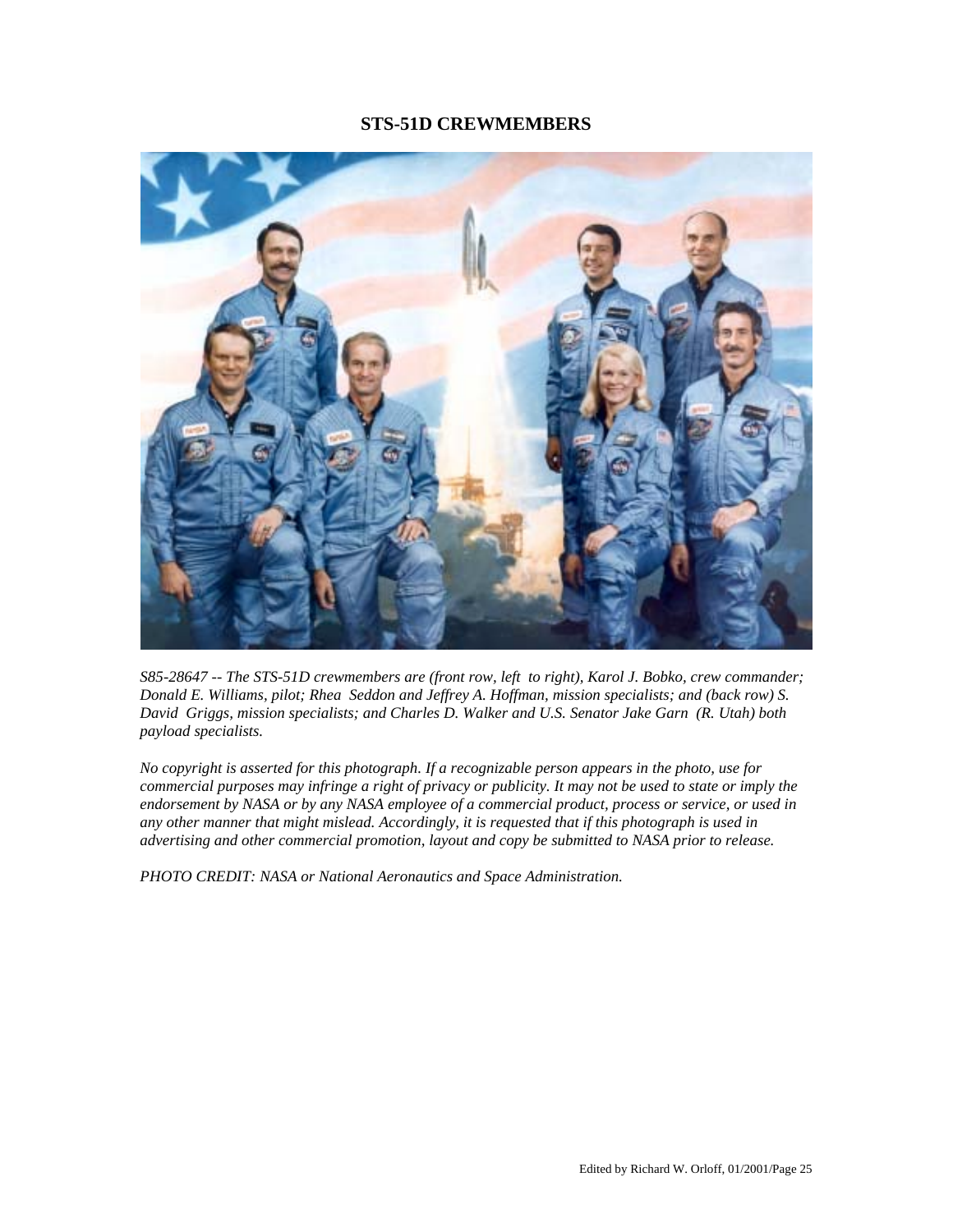## STS-51D CREWMEMBERS

*S85-28647 -- The STS-51D crewmembers are (front row, left to right), Karol J. Bobko, crew commander; Donald E. Williams, pilot; Rhea Seddon and Jeffrey A. Hoffman, mission specialists; and (back row) S. David Griggs, mission specialists; and Charles D. Walker and U.S. Senator Jake Garn (R. Utah) both payload specialists.*

*No copyright is asserted for this photograph. If a recognizable person appears in the photo, use for commercial purposes may infringe a right of privacy or publicity. It may not be used to state or imply the endorsement by NASA or by any NASA employee of a commercial product, process or service, or used in any other manner that might mislead. Accordingly, it is requested that if this photograph is used in advertising and other commercial promotion, layout and copy be submitted to NASA prior to release.*

*PHOTO CREDIT: NASA or National Aeronautics and Space Administration.*

Edited by Richard W. Orloff, 01/2001/Page 25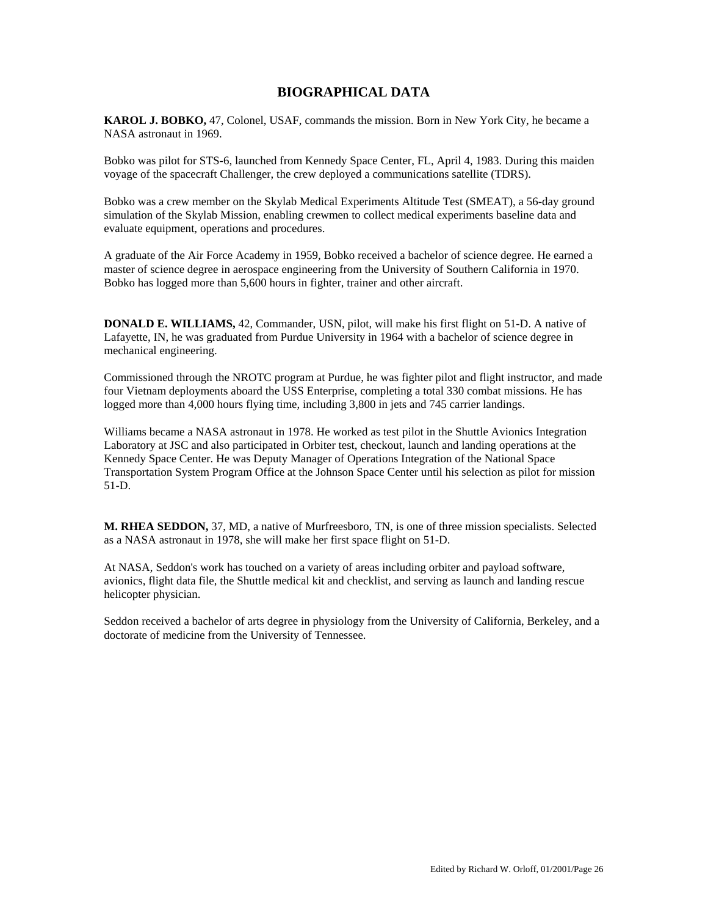## BIOGRAPHICAL DATA

**KAROL J. BOBKO,** 47, Colonel, USAF, commands the mission. Born in New York City, he became a NASA astronaut in 1969.

Bobko was pilot for STS-6, launched from Kennedy Space Center, FL, April 4, 1983. During this maiden voyage of the spacecraft Challenger, the crew deployed a communications satellite (TDRS).

Bobko was a crew member on the Skylab Medical Experiments Altitude Test (SMEAT), a 56-day ground simulation of the Skylab Mission, enabling crewmen to collect medical experiments baseline data and evaluate equipment, operations and procedures.

A graduate of the Air Force Academy in 1959, Bobko received a bachelor of science degree. He earned a master of science degree in aerospace engineering from the University of Southern California in 1970. Bobko has logged more than 5,600 hours in fighter, trainer and other aircraft.

**DONALD E. WILLIAMS,** 42, Commander, USN, pilot, will make his first flight on 51-D. A native of Lafayette, IN, he was graduated from Purdue University in 1964 with a bachelor of science degree in mechanical engineering.

Commissioned through the NROTC program at Purdue, he was fighter pilot and flight instructor, and made four Vietnam deployments aboard the USS Enterprise, completing a total 330 combat missions. He has logged more than 4,000 hours flying time, including 3,800 in jets and 745 carrier landings.

Williams became a NASA astronaut in 1978. He worked as test pilot in the Shuttle Avionics Integration Laboratory at JSC and also participated in Orbiter test, checkout, launch and landing operations at the Kennedy Space Center. He was Deputy Manager of Operations Integration of the National Space Transportation System Program Office at the Johnson Space Center until his selection as pilot for mission 51-D.

**M. RHEA SEDDON,** 37, MD, a native of Murfreesboro, TN, is one of three mission specialists. Selected as a NASA astronaut in 1978, she will make her first space flight on 51-D.

At NASA, Seddon's work has touched on a variety of areas including orbiter and payload software, avionics, flight data file, the Shuttle medical kit and checklist, and serving as launch and landing rescue helicopter physician.

Seddon received a bachelor of arts degree in physiology from the University of California, Berkeley, and a doctorate of medicine from the University of Tennessee.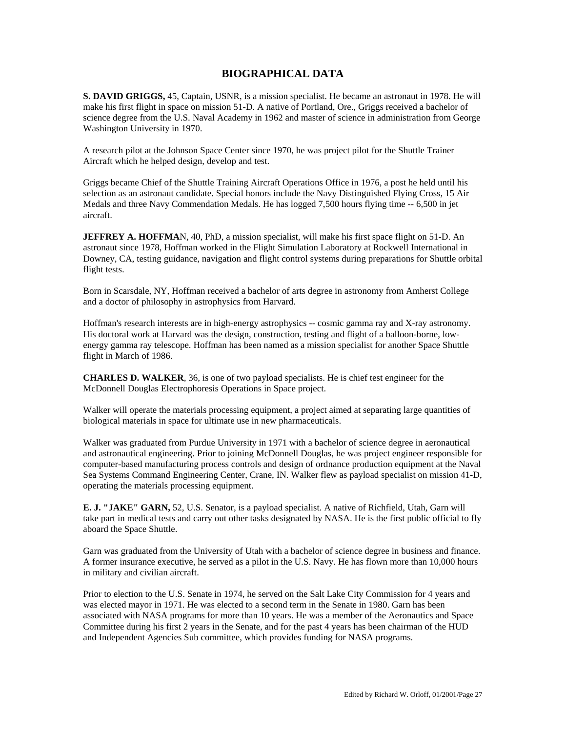# BIOGRAPHICAL DATA

**S. DAVID GRIGGS,** 45, Captain, USNR, is a mission specialist. He became an astronaut in 1978. He will make his first flight in space on mission 51-D. A native of Portland, Ore., Griggs received a bachelor of science degree from the U.S. Naval Academy in 1962 and master of science in administration from George Washington University in 1970.

A research pilot at the Johnson Space Center since 1970, he was project pilot for the Shuttle Trainer Aircraft which he helped design, develop and test.

Griggs became Chief of the Shuttle Training Aircraft Operations Office in 1976, a post he held until his selection as an astronaut candidate. Special honors include the Navy Distinguished Flying Cross, 15 Air Medals and three Navy Commendation Medals. He has logged 7,500 hours flying time -- 6,500 in jet aircraft.

**JEFFREY A. HOFFMA**N, 40, PhD, a mission specialist, will make his first space flight on 51-D. An astronaut since 1978, Hoffman worked in the Flight Simulation Laboratory at Rockwell International in Downey, CA, testing guidance, navigation and flight control systems during preparations for Shuttle orbital flight tests.

Born in Scarsdale, NY, Hoffman received a bachelor of arts degree in astronomy from Amherst College and a doctor of philosophy in astrophysics from Harvard.

Hoffman's research interests are in high-energy astrophysics -- cosmic gamma ray and X-ray astronomy. His doctoral work at Harvard was the design, construction, testing and flight of a balloon-borne, low-energy gamma ray telescope. Hoffman has been named as a mission specialist for another Space Shuttle flight in March of 1986.

**CHARLES D. WALKER**, 36, is one of two payload specialists. He is chief test engineer for the McDonnell Douglas Electrophoresis Operations in Space project.

Walker will operate the materials processing equipment, a project aimed at separating large quantities of biological materials in space for ultimate use in new pharmaceuticals.

Walker was graduated from Purdue University in 1971 with a bachelor of science degree in aeronautical and astronautical engineering. Prior to joining McDonnell Douglas, he was project engineer responsible for computer-based manufacturing process controls and design of ordnance production equipment at the Naval Sea Systems Command Engineering Center, Crane, IN. Walker flew as payload specialist on mission 41-D, operating the materials processing equipment.

**E. J. "JAKE" GARN,** 52, U.S. Senator, is a payload specialist. A native of Richfield, Utah, Garn will take part in medical tests and carry out other tasks designated by NASA. He is the first public official to fly aboard the Space Shuttle.

Garn was graduated from the University of Utah with a bachelor of science degree in business and finance. A former insurance executive, he served as a pilot in the U.S. Navy. He has flown more than 10,000 hours in military and civilian aircraft.

Prior to election to the U.S. Senate in 1974, he served on the Salt Lake City Commission for 4 years and was elected mayor in 1971. He was elected to a second term in the Senate in 1980. Garn has been associated with NASA programs for more than 10 years. He was a member of the Aeronautics and Space Committee during his first 2 years in the Senate, and for the past 4 years has been chairman of the HUD and Independent Agencies Sub committee, which provides funding for NASA programs.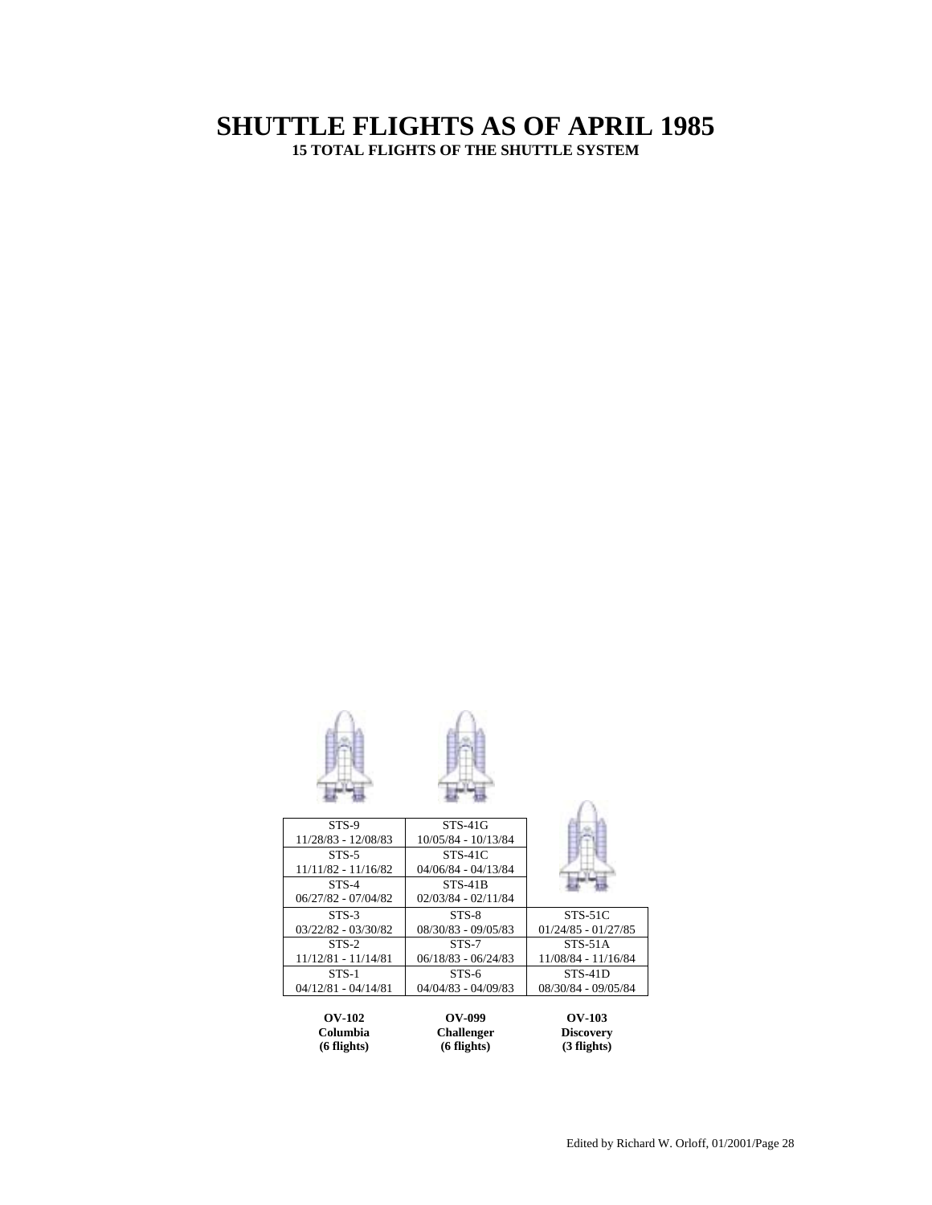# SHUTTLE FLIGHTS AS OF APRIL 1985

**15 TOTAL FLIGHTS OF THE SHUTTLE SYSTEM**

| | | |
|---|---|---|
| STS-9<br>11/28/83 - 12/08/83 | STS-41G<br>10/05/84 - 10/13/84 | |
| STS-5<br>11/11/82 - 11/16/82 | STS-41C<br>04/06/84 - 04/13/84 | |
| STS-4<br>06/27/82 - 07/04/82 | STS-41B<br>02/03/84 - 02/11/84 | |
| STS-3<br>03/22/82 - 03/30/82 | STS-8<br>08/30/83 - 09/05/83 | STS-51C<br>01/24/85 - 01/27/85 |
| STS-2<br>11/12/81 - 11/14/81 | STS-7<br>06/18/83 - 06/24/83 | STS-51A<br>11/08/84 - 11/16/84 |
| STS-1<br>04/12/81 - 04/14/81 | STS-6<br>04/04/83 - 04/09/83 | STS-41D<br>08/30/84 - 09/05/84 |
| **OV-102**<br>**Columbia**<br>**(6 flights)** | **OV-099**<br>**Challenger**<br>**(6 flights)** | **OV-103**<br>**Discovery**<br>**(3 flights)** |

Edited by Richard W. Orloff, 01/2001/Page 28